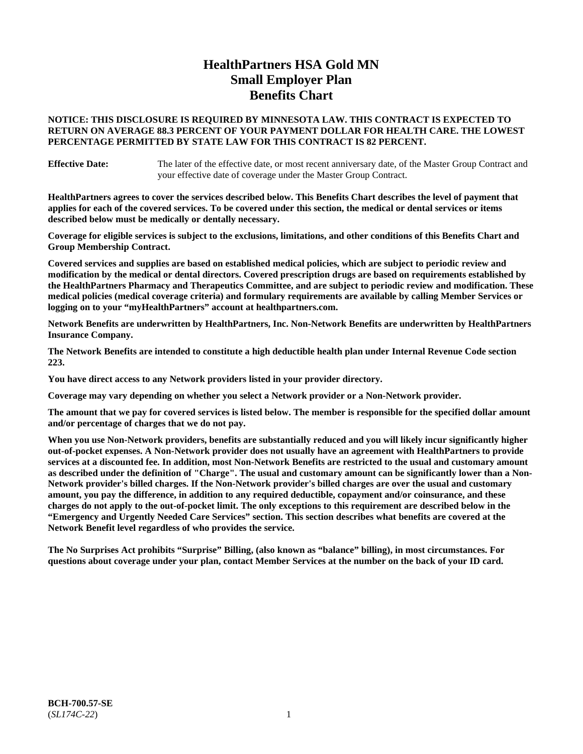# HealthPartners HSA Gold MN
# Small Employer Plan
# Benefits Chart

**NOTICE: THIS DISCLOSURE IS REQUIRED BY MINNESOTA LAW. THIS CONTRACT IS EXPECTED TO RETURN ON AVERAGE 88.3 PERCENT OF YOUR PAYMENT DOLLAR FOR HEALTH CARE. THE LOWEST PERCENTAGE PERMITTED BY STATE LAW FOR THIS CONTRACT IS 82 PERCENT.**

**Effective Date:** The later of the effective date, or most recent anniversary date, of the Master Group Contract and your effective date of coverage under the Master Group Contract.

**HealthPartners agrees to cover the services described below. This Benefits Chart describes the level of payment that applies for each of the covered services. To be covered under this section, the medical or dental services or items described below must be medically or dentally necessary.**

**Coverage for eligible services is subject to the exclusions, limitations, and other conditions of this Benefits Chart and Group Membership Contract.**

**Covered services and supplies are based on established medical policies, which are subject to periodic review and modification by the medical or dental directors. Covered prescription drugs are based on requirements established by the HealthPartners Pharmacy and Therapeutics Committee, and are subject to periodic review and modification. These medical policies (medical coverage criteria) and formulary requirements are available by calling Member Services or logging on to your "myHealthPartners" account at healthpartners.com.**

**Network Benefits are underwritten by HealthPartners, Inc. Non-Network Benefits are underwritten by HealthPartners Insurance Company.**

**The Network Benefits are intended to constitute a high deductible health plan under Internal Revenue Code section 223.**

**You have direct access to any Network providers listed in your provider directory.**

**Coverage may vary depending on whether you select a Network provider or a Non-Network provider.**

**The amount that we pay for covered services is listed below. The member is responsible for the specified dollar amount and/or percentage of charges that we do not pay.**

**When you use Non-Network providers, benefits are substantially reduced and you will likely incur significantly higher out-of-pocket expenses. A Non-Network provider does not usually have an agreement with HealthPartners to provide services at a discounted fee. In addition, most Non-Network Benefits are restricted to the usual and customary amount as described under the definition of "Charge". The usual and customary amount can be significantly lower than a Non-Network provider's billed charges. If the Non-Network provider's billed charges are over the usual and customary amount, you pay the difference, in addition to any required deductible, copayment and/or coinsurance, and these charges do not apply to the out-of-pocket limit. The only exceptions to this requirement are described below in the "Emergency and Urgently Needed Care Services" section. This section describes what benefits are covered at the Network Benefit level regardless of who provides the service.**

**The No Surprises Act prohibits "Surprise" Billing, (also known as "balance" billing), in most circumstances. For questions about coverage under your plan, contact Member Services at the number on the back of your ID card.**

**BCH-700.57-SE**
(*SL174C-22*)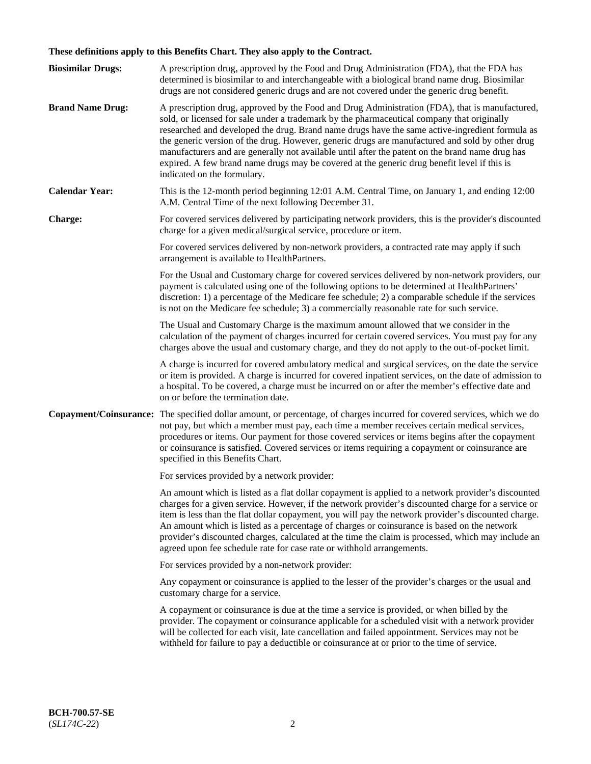**These definitions apply to this Benefits Chart. They also apply to the Contract.**

**Biosimilar Drugs:** A prescription drug, approved by the Food and Drug Administration (FDA), that the FDA has determined is biosimilar to and interchangeable with a biological brand name drug. Biosimilar drugs are not considered generic drugs and are not covered under the generic drug benefit.

**Brand Name Drug:** A prescription drug, approved by the Food and Drug Administration (FDA), that is manufactured, sold, or licensed for sale under a trademark by the pharmaceutical company that originally researched and developed the drug. Brand name drugs have the same active-ingredient formula as the generic version of the drug. However, generic drugs are manufactured and sold by other drug manufacturers and are generally not available until after the patent on the brand name drug has expired. A few brand name drugs may be covered at the generic drug benefit level if this is indicated on the formulary.

**Calendar Year:** This is the 12-month period beginning 12:01 A.M. Central Time, on January 1, and ending 12:00 A.M. Central Time of the next following December 31.

**Charge:** For covered services delivered by participating network providers, this is the provider's discounted charge for a given medical/surgical service, procedure or item.

For covered services delivered by non-network providers, a contracted rate may apply if such arrangement is available to HealthPartners.

For the Usual and Customary charge for covered services delivered by non-network providers, our payment is calculated using one of the following options to be determined at HealthPartners' discretion: 1) a percentage of the Medicare fee schedule; 2) a comparable schedule if the services is not on the Medicare fee schedule; 3) a commercially reasonable rate for such service.

The Usual and Customary Charge is the maximum amount allowed that we consider in the calculation of the payment of charges incurred for certain covered services. You must pay for any charges above the usual and customary charge, and they do not apply to the out-of-pocket limit.

A charge is incurred for covered ambulatory medical and surgical services, on the date the service or item is provided. A charge is incurred for covered inpatient services, on the date of admission to a hospital. To be covered, a charge must be incurred on or after the member's effective date and on or before the termination date.

**Copayment/Coinsurance:** The specified dollar amount, or percentage, of charges incurred for covered services, which we do not pay, but which a member must pay, each time a member receives certain medical services, procedures or items. Our payment for those covered services or items begins after the copayment or coinsurance is satisfied. Covered services or items requiring a copayment or coinsurance are specified in this Benefits Chart.

For services provided by a network provider:

An amount which is listed as a flat dollar copayment is applied to a network provider's discounted charges for a given service. However, if the network provider's discounted charge for a service or item is less than the flat dollar copayment, you will pay the network provider's discounted charge. An amount which is listed as a percentage of charges or coinsurance is based on the network provider's discounted charges, calculated at the time the claim is processed, which may include an agreed upon fee schedule rate for case rate or withhold arrangements.

For services provided by a non-network provider:

Any copayment or coinsurance is applied to the lesser of the provider's charges or the usual and customary charge for a service.

A copayment or coinsurance is due at the time a service is provided, or when billed by the provider. The copayment or coinsurance applicable for a scheduled visit with a network provider will be collected for each visit, late cancellation and failed appointment. Services may not be withheld for failure to pay a deductible or coinsurance at or prior to the time of service.

**BCH-700.57-SE**
(*SL174C-22*)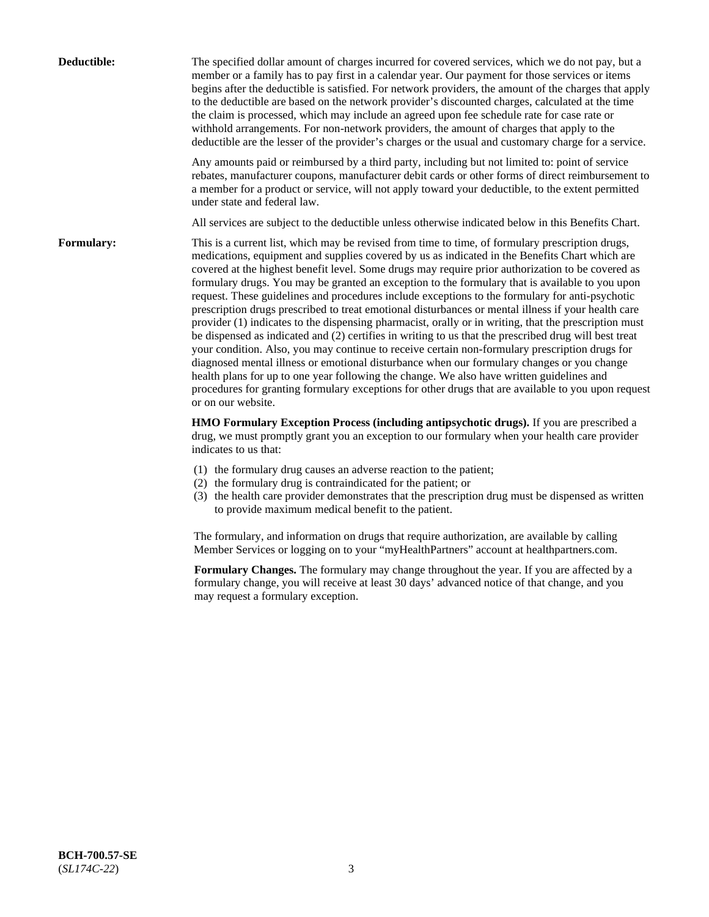**Deductible:** The specified dollar amount of charges incurred for covered services, which we do not pay, but a member or a family has to pay first in a calendar year. Our payment for those services or items begins after the deductible is satisfied. For network providers, the amount of the charges that apply to the deductible are based on the network provider's discounted charges, calculated at the time the claim is processed, which may include an agreed upon fee schedule rate for case rate or withhold arrangements. For non-network providers, the amount of charges that apply to the deductible are the lesser of the provider's charges or the usual and customary charge for a service.

Any amounts paid or reimbursed by a third party, including but not limited to: point of service rebates, manufacturer coupons, manufacturer debit cards or other forms of direct reimbursement to a member for a product or service, will not apply toward your deductible, to the extent permitted under state and federal law.

All services are subject to the deductible unless otherwise indicated below in this Benefits Chart.

**Formulary:** This is a current list, which may be revised from time to time, of formulary prescription drugs, medications, equipment and supplies covered by us as indicated in the Benefits Chart which are covered at the highest benefit level. Some drugs may require prior authorization to be covered as formulary drugs. You may be granted an exception to the formulary that is available to you upon request. These guidelines and procedures include exceptions to the formulary for anti-psychotic prescription drugs prescribed to treat emotional disturbances or mental illness if your health care provider (1) indicates to the dispensing pharmacist, orally or in writing, that the prescription must be dispensed as indicated and (2) certifies in writing to us that the prescribed drug will best treat your condition. Also, you may continue to receive certain non-formulary prescription drugs for diagnosed mental illness or emotional disturbance when our formulary changes or you change health plans for up to one year following the change. We also have written guidelines and procedures for granting formulary exceptions for other drugs that are available to you upon request or on our website.

**HMO Formulary Exception Process (including antipsychotic drugs).** If you are prescribed a drug, we must promptly grant you an exception to our formulary when your health care provider indicates to us that:

(1) the formulary drug causes an adverse reaction to the patient;
(2) the formulary drug is contraindicated for the patient; or
(3) the health care provider demonstrates that the prescription drug must be dispensed as written to provide maximum medical benefit to the patient.

The formulary, and information on drugs that require authorization, are available by calling Member Services or logging on to your "myHealthPartners" account at healthpartners.com.

**Formulary Changes.** The formulary may change throughout the year. If you are affected by a formulary change, you will receive at least 30 days' advanced notice of that change, and you may request a formulary exception.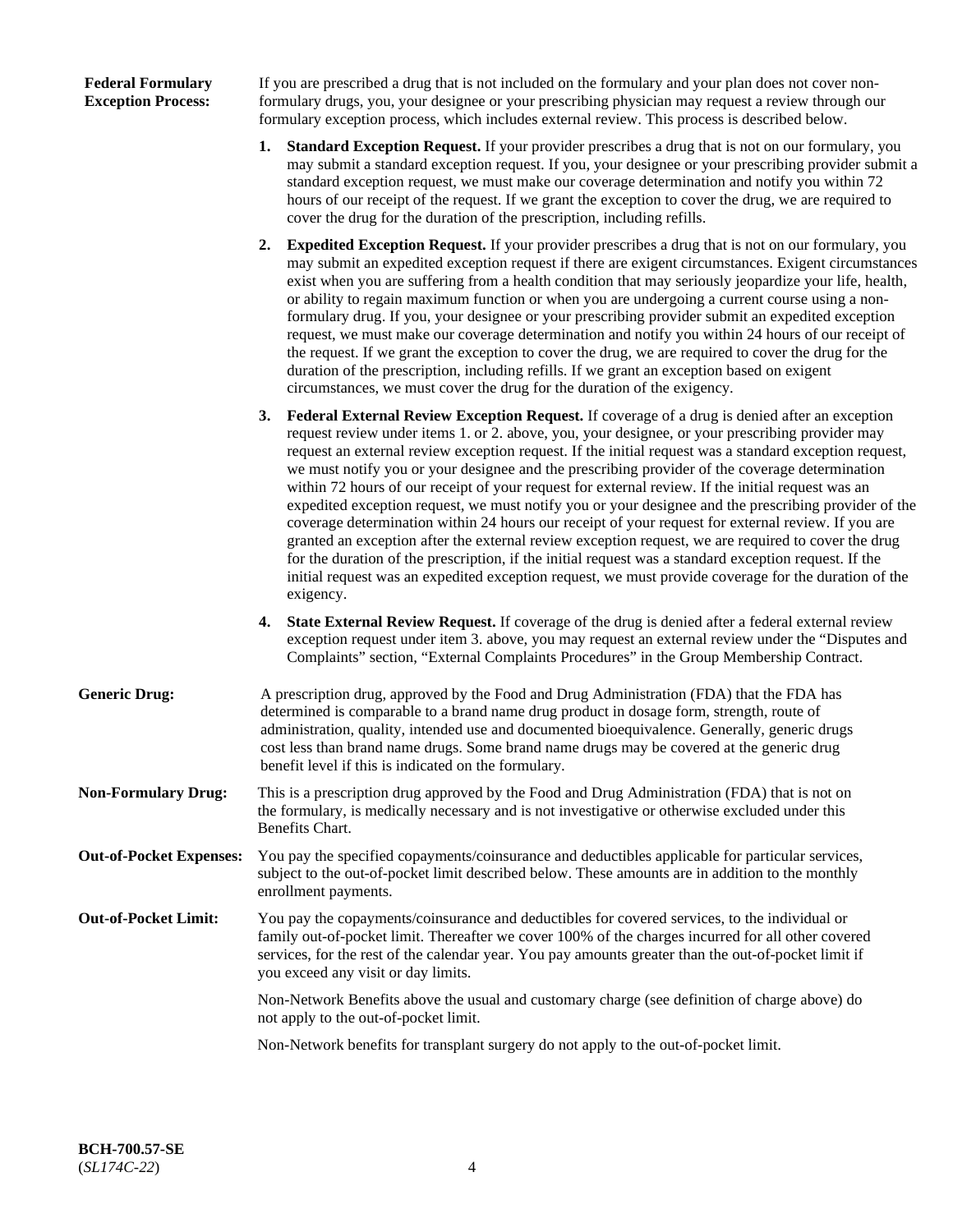**Federal Formulary Exception Process:** If you are prescribed a drug that is not included on the formulary and your plan does not cover non-formulary drugs, you, your designee or your prescribing physician may request a review through our formulary exception process, which includes external review. This process is described below.

1. **Standard Exception Request.** If your provider prescribes a drug that is not on our formulary, you may submit a standard exception request. If you, your designee or your prescribing provider submit a standard exception request, we must make our coverage determination and notify you within 72 hours of our receipt of the request. If we grant the exception to cover the drug, we are required to cover the drug for the duration of the prescription, including refills.

2. **Expedited Exception Request.** If your provider prescribes a drug that is not on our formulary, you may submit an expedited exception request if there are exigent circumstances. Exigent circumstances exist when you are suffering from a health condition that may seriously jeopardize your life, health, or ability to regain maximum function or when you are undergoing a current course using a non-formulary drug. If you, your designee or your prescribing provider submit an expedited exception request, we must make our coverage determination and notify you within 24 hours of our receipt of the request. If we grant the exception to cover the drug, we are required to cover the drug for the duration of the prescription, including refills. If we grant an exception based on exigent circumstances, we must cover the drug for the duration of the exigency.

3. **Federal External Review Exception Request.** If coverage of a drug is denied after an exception request review under items 1. or 2. above, you, your designee, or your prescribing provider may request an external review exception request. If the initial request was a standard exception request, we must notify you or your designee and the prescribing provider of the coverage determination within 72 hours of our receipt of your request for external review. If the initial request was an expedited exception request, we must notify you or your designee and the prescribing provider of the coverage determination within 24 hours our receipt of your request for external review. If you are granted an exception after the external review exception request, we are required to cover the drug for the duration of the prescription, if the initial request was a standard exception request. If the initial request was an expedited exception request, we must provide coverage for the duration of the exigency.

4. **State External Review Request.** If coverage of the drug is denied after a federal external review exception request under item 3. above, you may request an external review under the "Disputes and Complaints" section, "External Complaints Procedures" in the Group Membership Contract.

**Generic Drug:** A prescription drug, approved by the Food and Drug Administration (FDA) that the FDA has determined is comparable to a brand name drug product in dosage form, strength, route of administration, quality, intended use and documented bioequivalence. Generally, generic drugs cost less than brand name drugs. Some brand name drugs may be covered at the generic drug benefit level if this is indicated on the formulary.

**Non-Formulary Drug:** This is a prescription drug approved by the Food and Drug Administration (FDA) that is not on the formulary, is medically necessary and is not investigative or otherwise excluded under this Benefits Chart.

**Out-of-Pocket Expenses:** You pay the specified copayments/coinsurance and deductibles applicable for particular services, subject to the out-of-pocket limit described below. These amounts are in addition to the monthly enrollment payments.

**Out-of-Pocket Limit:** You pay the copayments/coinsurance and deductibles for covered services, to the individual or family out-of-pocket limit. Thereafter we cover 100% of the charges incurred for all other covered services, for the rest of the calendar year. You pay amounts greater than the out-of-pocket limit if you exceed any visit or day limits.

Non-Network Benefits above the usual and customary charge (see definition of charge above) do not apply to the out-of-pocket limit.

Non-Network benefits for transplant surgery do not apply to the out-of-pocket limit.

**BCH-700.57-SE**
(*SL174C-22*)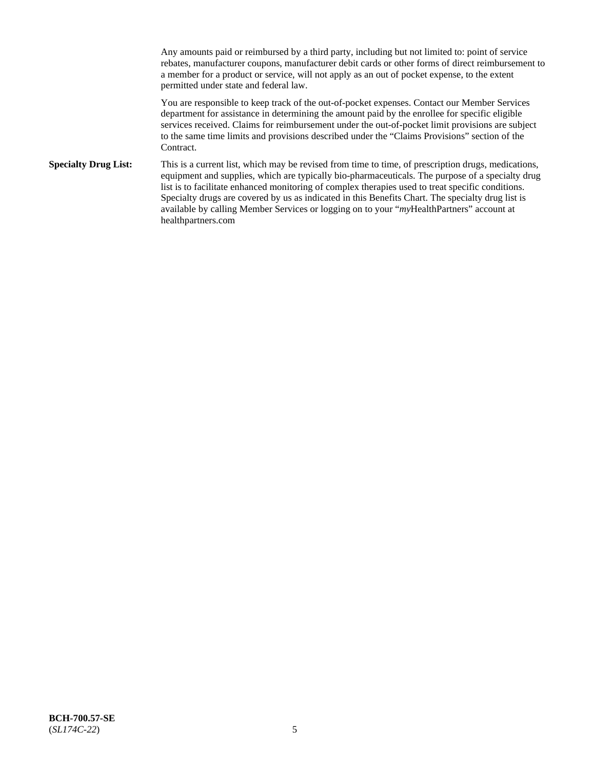Any amounts paid or reimbursed by a third party, including but not limited to: point of service rebates, manufacturer coupons, manufacturer debit cards or other forms of direct reimbursement to a member for a product or service, will not apply as an out of pocket expense, to the extent permitted under state and federal law.

You are responsible to keep track of the out-of-pocket expenses. Contact our Member Services department for assistance in determining the amount paid by the enrollee for specific eligible services received. Claims for reimbursement under the out-of-pocket limit provisions are subject to the same time limits and provisions described under the "Claims Provisions" section of the Contract.

**Specialty Drug List:** This is a current list, which may be revised from time to time, of prescription drugs, medications, equipment and supplies, which are typically bio-pharmaceuticals. The purpose of a specialty drug list is to facilitate enhanced monitoring of complex therapies used to treat specific conditions. Specialty drugs are covered by us as indicated in this Benefits Chart. The specialty drug list is available by calling Member Services or logging on to your "*my*HealthPartners" account at healthpartners.com

**BCH-700.57-SE**
(*SL174C-22*)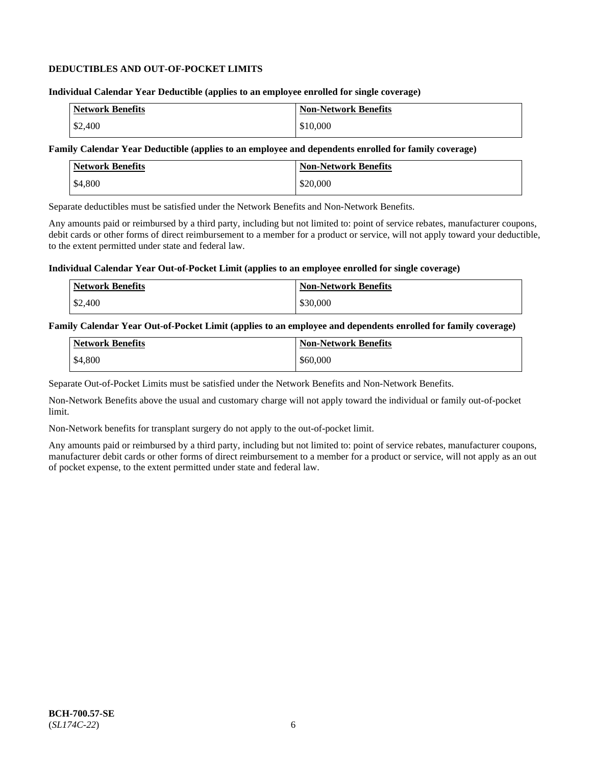**DEDUCTIBLES AND OUT-OF-POCKET LIMITS**

**Individual Calendar Year Deductible (applies to an employee enrolled for single coverage)**

| Network Benefits | Non-Network Benefits |
|---|---|
| $2,400 | $10,000 |

**Family Calendar Year Deductible (applies to an employee and dependents enrolled for family coverage)**

| Network Benefits | Non-Network Benefits |
|---|---|
| $4,800 | $20,000 |

Separate deductibles must be satisfied under the Network Benefits and Non-Network Benefits.

Any amounts paid or reimbursed by a third party, including but not limited to: point of service rebates, manufacturer coupons, debit cards or other forms of direct reimbursement to a member for a product or service, will not apply toward your deductible, to the extent permitted under state and federal law.

**Individual Calendar Year Out-of-Pocket Limit (applies to an employee enrolled for single coverage)**

| Network Benefits | Non-Network Benefits |
|---|---|
| $2,400 | $30,000 |

**Family Calendar Year Out-of-Pocket Limit (applies to an employee and dependents enrolled for family coverage)**

| Network Benefits | Non-Network Benefits |
|---|---|
| $4,800 | $60,000 |

Separate Out-of-Pocket Limits must be satisfied under the Network Benefits and Non-Network Benefits.

Non-Network Benefits above the usual and customary charge will not apply toward the individual or family out-of-pocket limit.

Non-Network benefits for transplant surgery do not apply to the out-of-pocket limit.

Any amounts paid or reimbursed by a third party, including but not limited to: point of service rebates, manufacturer coupons, manufacturer debit cards or other forms of direct reimbursement to a member for a product or service, will not apply as an out of pocket expense, to the extent permitted under state and federal law.

**BCH-700.57-SE**
(*SL174C-22*)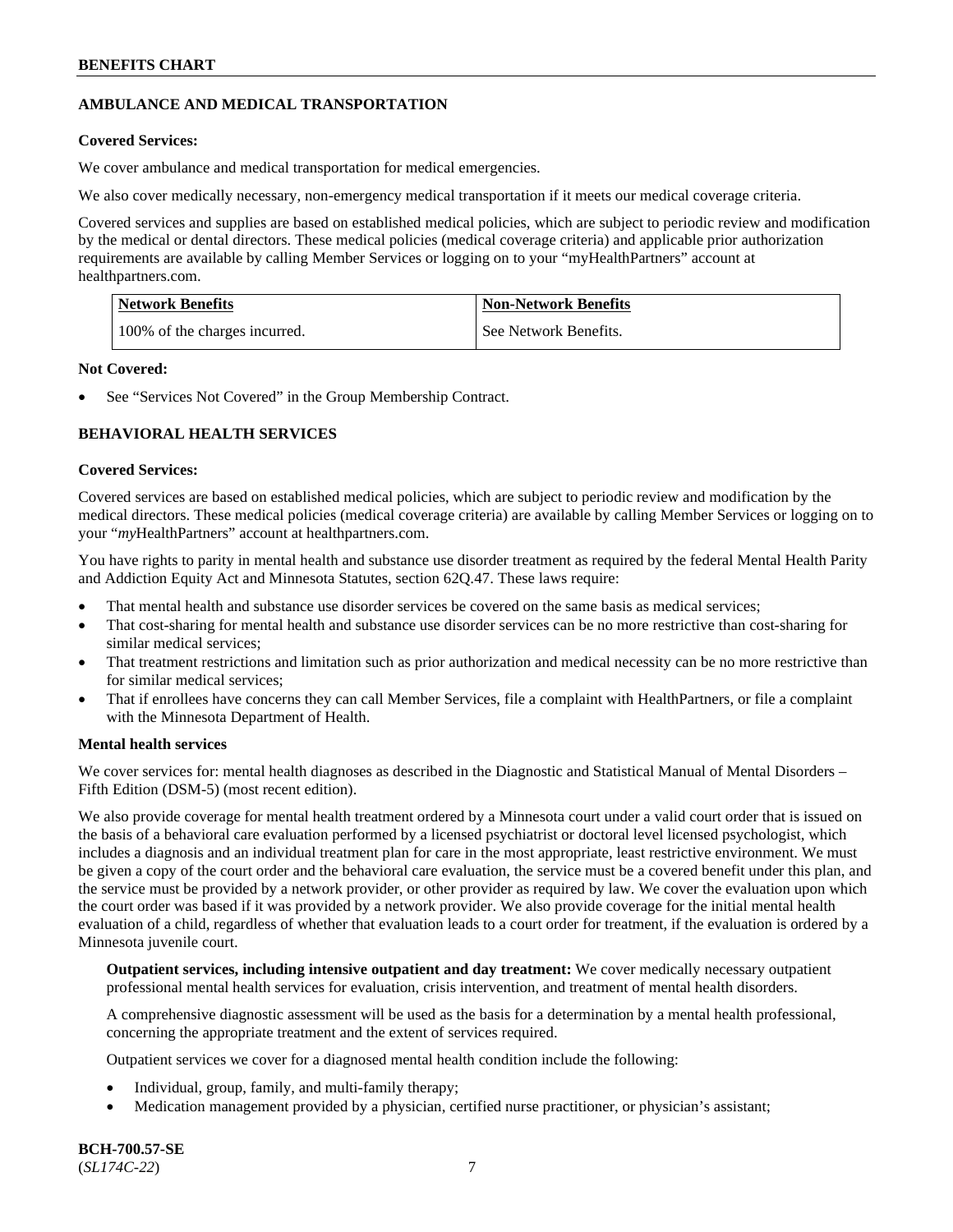## AMBULANCE AND MEDICAL TRANSPORTATION

**Covered Services:**

We cover ambulance and medical transportation for medical emergencies.

We also cover medically necessary, non-emergency medical transportation if it meets our medical coverage criteria.

Covered services and supplies are based on established medical policies, which are subject to periodic review and modification by the medical or dental directors. These medical policies (medical coverage criteria) and applicable prior authorization requirements are available by calling Member Services or logging on to your "myHealthPartners" account at healthpartners.com.

| Network Benefits | Non-Network Benefits |
|---|---|
| 100% of the charges incurred. | See Network Benefits. |

**Not Covered:**

- See "Services Not Covered" in the Group Membership Contract.

## BEHAVIORAL HEALTH SERVICES

**Covered Services:**

Covered services are based on established medical policies, which are subject to periodic review and modification by the medical directors. These medical policies (medical coverage criteria) are available by calling Member Services or logging on to your "*my*HealthPartners" account at healthpartners.com.

You have rights to parity in mental health and substance use disorder treatment as required by the federal Mental Health Parity and Addiction Equity Act and Minnesota Statutes, section 62Q.47. These laws require:

- That mental health and substance use disorder services be covered on the same basis as medical services;
- That cost-sharing for mental health and substance use disorder services can be no more restrictive than cost-sharing for similar medical services;
- That treatment restrictions and limitation such as prior authorization and medical necessity can be no more restrictive than for similar medical services;
- That if enrollees have concerns they can call Member Services, file a complaint with HealthPartners, or file a complaint with the Minnesota Department of Health.

**Mental health services**

We cover services for: mental health diagnoses as described in the Diagnostic and Statistical Manual of Mental Disorders – Fifth Edition (DSM-5) (most recent edition).

We also provide coverage for mental health treatment ordered by a Minnesota court under a valid court order that is issued on the basis of a behavioral care evaluation performed by a licensed psychiatrist or doctoral level licensed psychologist, which includes a diagnosis and an individual treatment plan for care in the most appropriate, least restrictive environment. We must be given a copy of the court order and the behavioral care evaluation, the service must be a covered benefit under this plan, and the service must be provided by a network provider, or other provider as required by law. We cover the evaluation upon which the court order was based if it was provided by a network provider. We also provide coverage for the initial mental health evaluation of a child, regardless of whether that evaluation leads to a court order for treatment, if the evaluation is ordered by a Minnesota juvenile court.

**Outpatient services, including intensive outpatient and day treatment:** We cover medically necessary outpatient professional mental health services for evaluation, crisis intervention, and treatment of mental health disorders.

A comprehensive diagnostic assessment will be used as the basis for a determination by a mental health professional, concerning the appropriate treatment and the extent of services required.

Outpatient services we cover for a diagnosed mental health condition include the following:

- Individual, group, family, and multi-family therapy;
- Medication management provided by a physician, certified nurse practitioner, or physician's assistant;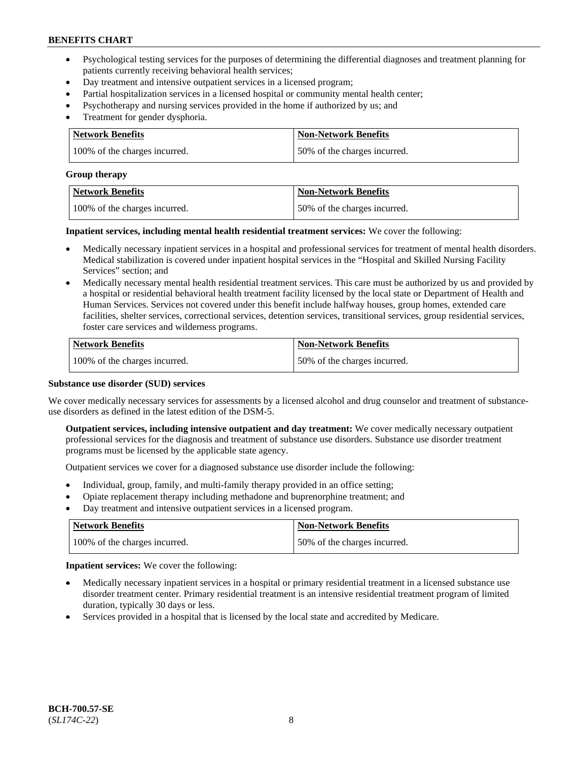- Psychological testing services for the purposes of determining the differential diagnoses and treatment planning for patients currently receiving behavioral health services;
- Day treatment and intensive outpatient services in a licensed program;
- Partial hospitalization services in a licensed hospital or community mental health center;
- Psychotherapy and nursing services provided in the home if authorized by us; and
- Treatment for gender dysphoria.

| Network Benefits | Non-Network Benefits |
| --- | --- |
| 100% of the charges incurred. | 50% of the charges incurred. |

**Group therapy**

| Network Benefits | Non-Network Benefits |
| --- | --- |
| 100% of the charges incurred. | 50% of the charges incurred. |

**Inpatient services, including mental health residential treatment services:** We cover the following:

- Medically necessary inpatient services in a hospital and professional services for treatment of mental health disorders. Medical stabilization is covered under inpatient hospital services in the "Hospital and Skilled Nursing Facility Services" section; and
- Medically necessary mental health residential treatment services. This care must be authorized by us and provided by a hospital or residential behavioral health treatment facility licensed by the local state or Department of Health and Human Services. Services not covered under this benefit include halfway houses, group homes, extended care facilities, shelter services, correctional services, detention services, transitional services, group residential services, foster care services and wilderness programs.

| Network Benefits | Non-Network Benefits |
| --- | --- |
| 100% of the charges incurred. | 50% of the charges incurred. |

**Substance use disorder (SUD) services**

We cover medically necessary services for assessments by a licensed alcohol and drug counselor and treatment of substance-use disorders as defined in the latest edition of the DSM-5.

**Outpatient services, including intensive outpatient and day treatment:** We cover medically necessary outpatient professional services for the diagnosis and treatment of substance use disorders. Substance use disorder treatment programs must be licensed by the applicable state agency.

Outpatient services we cover for a diagnosed substance use disorder include the following:

- Individual, group, family, and multi-family therapy provided in an office setting;
- Opiate replacement therapy including methadone and buprenorphine treatment; and
- Day treatment and intensive outpatient services in a licensed program.

| Network Benefits | Non-Network Benefits |
| --- | --- |
| 100% of the charges incurred. | 50% of the charges incurred. |

**Inpatient services:** We cover the following:

- Medically necessary inpatient services in a hospital or primary residential treatment in a licensed substance use disorder treatment center. Primary residential treatment is an intensive residential treatment program of limited duration, typically 30 days or less.
- Services provided in a hospital that is licensed by the local state and accredited by Medicare.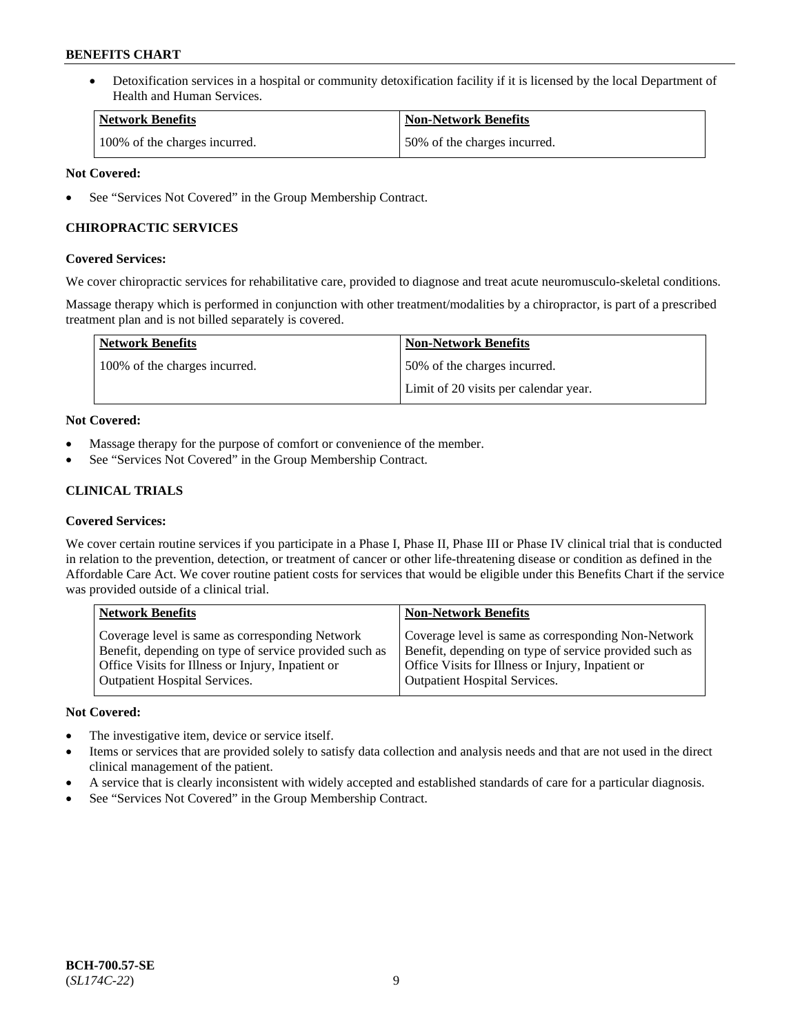- Detoxification services in a hospital or community detoxification facility if it is licensed by the local Department of Health and Human Services.

| Network Benefits | Non-Network Benefits |
| --- | --- |
| 100% of the charges incurred. | 50% of the charges incurred. |

**Not Covered:**

- See "Services Not Covered" in the Group Membership Contract.

### CHIROPRACTIC SERVICES

**Covered Services:**

We cover chiropractic services for rehabilitative care, provided to diagnose and treat acute neuromusculo-skeletal conditions.

Massage therapy which is performed in conjunction with other treatment/modalities by a chiropractor, is part of a prescribed treatment plan and is not billed separately is covered.

| Network Benefits | Non-Network Benefits |
| --- | --- |
| 100% of the charges incurred. | 50% of the charges incurred.<br>Limit of 20 visits per calendar year. |

**Not Covered:**

- Massage therapy for the purpose of comfort or convenience of the member.
- See "Services Not Covered" in the Group Membership Contract.

### CLINICAL TRIALS

**Covered Services:**

We cover certain routine services if you participate in a Phase I, Phase II, Phase III or Phase IV clinical trial that is conducted in relation to the prevention, detection, or treatment of cancer or other life-threatening disease or condition as defined in the Affordable Care Act. We cover routine patient costs for services that would be eligible under this Benefits Chart if the service was provided outside of a clinical trial.

| Network Benefits | Non-Network Benefits |
| --- | --- |
| Coverage level is same as corresponding Network Benefit, depending on type of service provided such as Office Visits for Illness or Injury, Inpatient or Outpatient Hospital Services. | Coverage level is same as corresponding Non-Network Benefit, depending on type of service provided such as Office Visits for Illness or Injury, Inpatient or Outpatient Hospital Services. |

**Not Covered:**

- The investigative item, device or service itself.
- Items or services that are provided solely to satisfy data collection and analysis needs and that are not used in the direct clinical management of the patient.
- A service that is clearly inconsistent with widely accepted and established standards of care for a particular diagnosis.
- See "Services Not Covered" in the Group Membership Contract.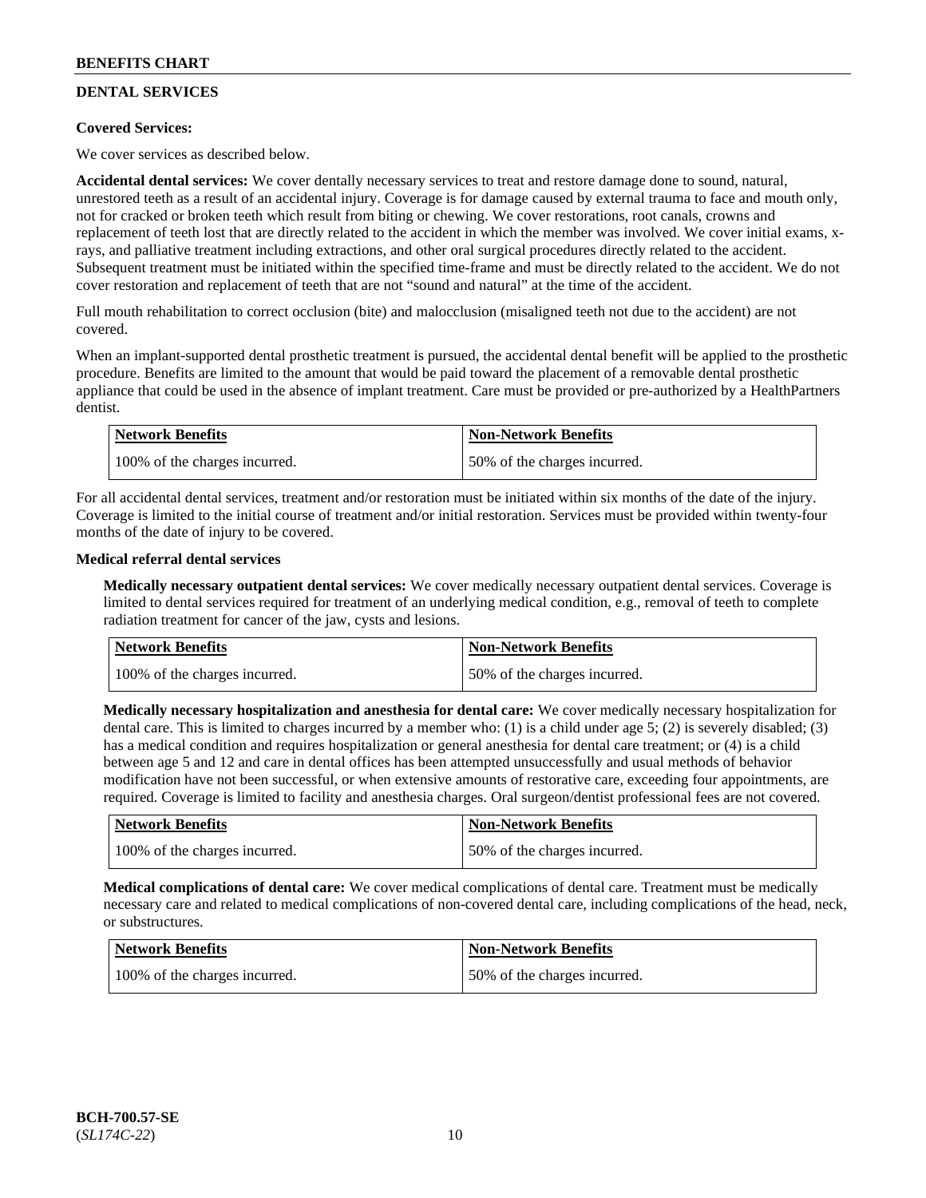## DENTAL SERVICES

**Covered Services:**

We cover services as described below.

**Accidental dental services:** We cover dentally necessary services to treat and restore damage done to sound, natural, unrestored teeth as a result of an accidental injury. Coverage is for damage caused by external trauma to face and mouth only, not for cracked or broken teeth which result from biting or chewing. We cover restorations, root canals, crowns and replacement of teeth lost that are directly related to the accident in which the member was involved. We cover initial exams, x-rays, and palliative treatment including extractions, and other oral surgical procedures directly related to the accident. Subsequent treatment must be initiated within the specified time-frame and must be directly related to the accident. We do not cover restoration and replacement of teeth that are not "sound and natural" at the time of the accident.

Full mouth rehabilitation to correct occlusion (bite) and malocclusion (misaligned teeth not due to the accident) are not covered.

When an implant-supported dental prosthetic treatment is pursued, the accidental dental benefit will be applied to the prosthetic procedure. Benefits are limited to the amount that would be paid toward the placement of a removable dental prosthetic appliance that could be used in the absence of implant treatment. Care must be provided or pre-authorized by a HealthPartners dentist.

| Network Benefits | Non-Network Benefits |
|---|---|
| 100% of the charges incurred. | 50% of the charges incurred. |

For all accidental dental services, treatment and/or restoration must be initiated within six months of the date of the injury. Coverage is limited to the initial course of treatment and/or initial restoration. Services must be provided within twenty-four months of the date of injury to be covered.

**Medical referral dental services**

**Medically necessary outpatient dental services:** We cover medically necessary outpatient dental services. Coverage is limited to dental services required for treatment of an underlying medical condition, e.g., removal of teeth to complete radiation treatment for cancer of the jaw, cysts and lesions.

| Network Benefits | Non-Network Benefits |
|---|---|
| 100% of the charges incurred. | 50% of the charges incurred. |

**Medically necessary hospitalization and anesthesia for dental care:** We cover medically necessary hospitalization for dental care. This is limited to charges incurred by a member who: (1) is a child under age 5; (2) is severely disabled; (3) has a medical condition and requires hospitalization or general anesthesia for dental care treatment; or (4) is a child between age 5 and 12 and care in dental offices has been attempted unsuccessfully and usual methods of behavior modification have not been successful, or when extensive amounts of restorative care, exceeding four appointments, are required. Coverage is limited to facility and anesthesia charges. Oral surgeon/dentist professional fees are not covered.

| Network Benefits | Non-Network Benefits |
|---|---|
| 100% of the charges incurred. | 50% of the charges incurred. |

**Medical complications of dental care:** We cover medical complications of dental care. Treatment must be medically necessary care and related to medical complications of non-covered dental care, including complications of the head, neck, or substructures.

| Network Benefits | Non-Network Benefits |
|---|---|
| 100% of the charges incurred. | 50% of the charges incurred. |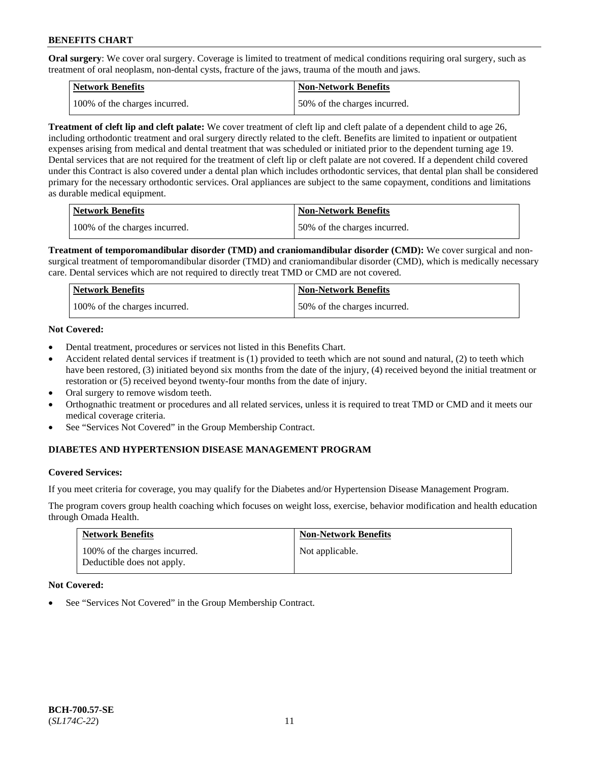**Oral surgery**: We cover oral surgery. Coverage is limited to treatment of medical conditions requiring oral surgery, such as treatment of oral neoplasm, non-dental cysts, fracture of the jaws, trauma of the mouth and jaws.

| Network Benefits | Non-Network Benefits |
| --- | --- |
| 100% of the charges incurred. | 50% of the charges incurred. |

**Treatment of cleft lip and cleft palate:** We cover treatment of cleft lip and cleft palate of a dependent child to age 26, including orthodontic treatment and oral surgery directly related to the cleft. Benefits are limited to inpatient or outpatient expenses arising from medical and dental treatment that was scheduled or initiated prior to the dependent turning age 19. Dental services that are not required for the treatment of cleft lip or cleft palate are not covered. If a dependent child covered under this Contract is also covered under a dental plan which includes orthodontic services, that dental plan shall be considered primary for the necessary orthodontic services. Oral appliances are subject to the same copayment, conditions and limitations as durable medical equipment.

| Network Benefits | Non-Network Benefits |
| --- | --- |
| 100% of the charges incurred. | 50% of the charges incurred. |

**Treatment of temporomandibular disorder (TMD) and craniomandibular disorder (CMD):** We cover surgical and non-surgical treatment of temporomandibular disorder (TMD) and craniomandibular disorder (CMD), which is medically necessary care. Dental services which are not required to directly treat TMD or CMD are not covered.

| Network Benefits | Non-Network Benefits |
| --- | --- |
| 100% of the charges incurred. | 50% of the charges incurred. |

**Not Covered:**

- Dental treatment, procedures or services not listed in this Benefits Chart.
- Accident related dental services if treatment is (1) provided to teeth which are not sound and natural, (2) to teeth which have been restored, (3) initiated beyond six months from the date of the injury, (4) received beyond the initial treatment or restoration or (5) received beyond twenty-four months from the date of injury.
- Oral surgery to remove wisdom teeth.
- Orthognathic treatment or procedures and all related services, unless it is required to treat TMD or CMD and it meets our medical coverage criteria.
- See "Services Not Covered" in the Group Membership Contract.

## DIABETES AND HYPERTENSION DISEASE MANAGEMENT PROGRAM

**Covered Services:**

If you meet criteria for coverage, you may qualify for the Diabetes and/or Hypertension Disease Management Program.

The program covers group health coaching which focuses on weight loss, exercise, behavior modification and health education through Omada Health.

| Network Benefits | Non-Network Benefits |
| --- | --- |
| 100% of the charges incurred. Deductible does not apply. | Not applicable. |

**Not Covered:**

- See "Services Not Covered" in the Group Membership Contract.

**BCH-700.57-SE**
(*SL174C-22*)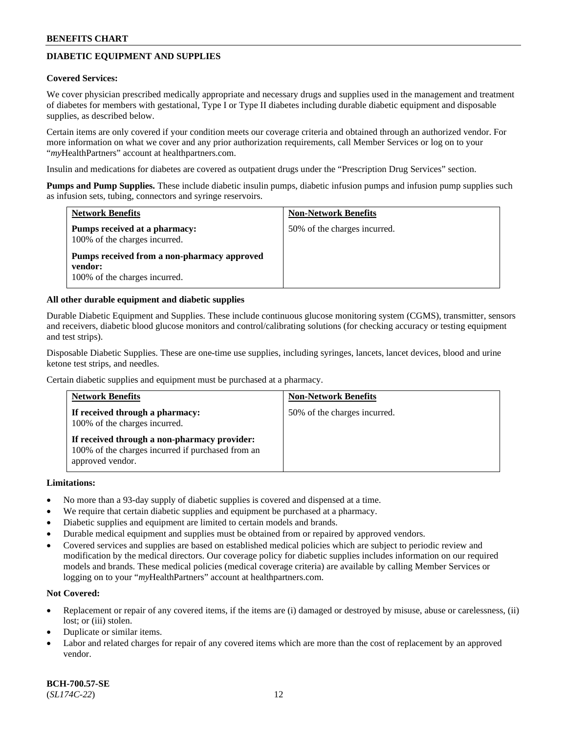## DIABETIC EQUIPMENT AND SUPPLIES

**Covered Services:**

We cover physician prescribed medically appropriate and necessary drugs and supplies used in the management and treatment of diabetes for members with gestational, Type I or Type II diabetes including durable diabetic equipment and disposable supplies, as described below.

Certain items are only covered if your condition meets our coverage criteria and obtained through an authorized vendor. For more information on what we cover and any prior authorization requirements, call Member Services or log on to your "*my*HealthPartners" account at healthpartners.com.

Insulin and medications for diabetes are covered as outpatient drugs under the "Prescription Drug Services" section.

**Pumps and Pump Supplies.** These include diabetic insulin pumps, diabetic infusion pumps and infusion pump supplies such as infusion sets, tubing, connectors and syringe reservoirs.

| Network Benefits | Non-Network Benefits |
|---|---|
| **Pumps received at a pharmacy:** 100% of the charges incurred.<br><br>**Pumps received from a non-pharmacy approved vendor:** 100% of the charges incurred. | 50% of the charges incurred. |

**All other durable equipment and diabetic supplies**

Durable Diabetic Equipment and Supplies. These include continuous glucose monitoring system (CGMS), transmitter, sensors and receivers, diabetic blood glucose monitors and control/calibrating solutions (for checking accuracy or testing equipment and test strips).

Disposable Diabetic Supplies. These are one-time use supplies, including syringes, lancets, lancet devices, blood and urine ketone test strips, and needles.

Certain diabetic supplies and equipment must be purchased at a pharmacy.

| Network Benefits | Non-Network Benefits |
|---|---|
| **If received through a pharmacy:** 100% of the charges incurred.<br><br>**If received through a non-pharmacy provider:** 100% of the charges incurred if purchased from an approved vendor. | 50% of the charges incurred. |

**Limitations:**

- No more than a 93-day supply of diabetic supplies is covered and dispensed at a time.
- We require that certain diabetic supplies and equipment be purchased at a pharmacy.
- Diabetic supplies and equipment are limited to certain models and brands.
- Durable medical equipment and supplies must be obtained from or repaired by approved vendors.
- Covered services and supplies are based on established medical policies which are subject to periodic review and modification by the medical directors. Our coverage policy for diabetic supplies includes information on our required models and brands. These medical policies (medical coverage criteria) are available by calling Member Services or logging on to your "*my*HealthPartners" account at healthpartners.com.

**Not Covered:**

- Replacement or repair of any covered items, if the items are (i) damaged or destroyed by misuse, abuse or carelessness, (ii) lost; or (iii) stolen.
- Duplicate or similar items.
- Labor and related charges for repair of any covered items which are more than the cost of replacement by an approved vendor.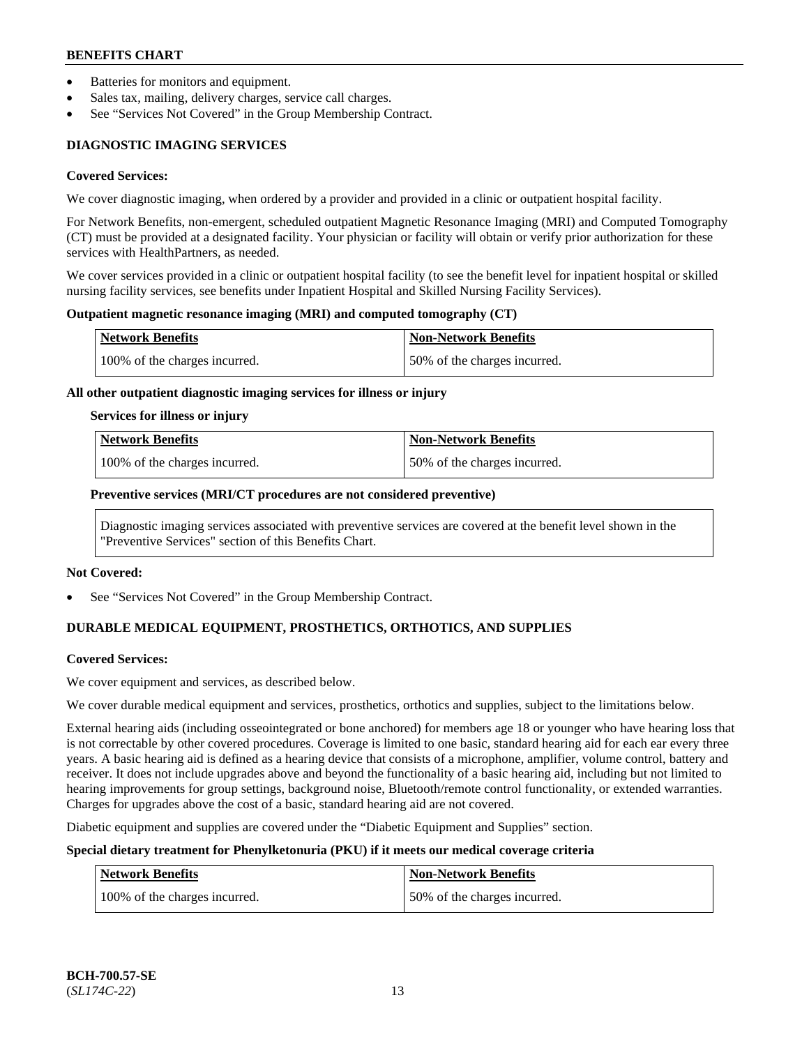- Batteries for monitors and equipment.
- Sales tax, mailing, delivery charges, service call charges.
- See "Services Not Covered" in the Group Membership Contract.

## DIAGNOSTIC IMAGING SERVICES

**Covered Services:**

We cover diagnostic imaging, when ordered by a provider and provided in a clinic or outpatient hospital facility.

For Network Benefits, non-emergent, scheduled outpatient Magnetic Resonance Imaging (MRI) and Computed Tomography (CT) must be provided at a designated facility. Your physician or facility will obtain or verify prior authorization for these services with HealthPartners, as needed.

We cover services provided in a clinic or outpatient hospital facility (to see the benefit level for inpatient hospital or skilled nursing facility services, see benefits under Inpatient Hospital and Skilled Nursing Facility Services).

**Outpatient magnetic resonance imaging (MRI) and computed tomography (CT)**

| Network Benefits | Non-Network Benefits |
| --- | --- |
| 100% of the charges incurred. | 50% of the charges incurred. |

**All other outpatient diagnostic imaging services for illness or injury**

**Services for illness or injury**

| Network Benefits | Non-Network Benefits |
| --- | --- |
| 100% of the charges incurred. | 50% of the charges incurred. |

**Preventive services (MRI/CT procedures are not considered preventive)**

Diagnostic imaging services associated with preventive services are covered at the benefit level shown in the "Preventive Services" section of this Benefits Chart.

**Not Covered:**

- See "Services Not Covered" in the Group Membership Contract.

## DURABLE MEDICAL EQUIPMENT, PROSTHETICS, ORTHOTICS, AND SUPPLIES

**Covered Services:**

We cover equipment and services, as described below.

We cover durable medical equipment and services, prosthetics, orthotics and supplies, subject to the limitations below.

External hearing aids (including osseointegrated or bone anchored) for members age 18 or younger who have hearing loss that is not correctable by other covered procedures. Coverage is limited to one basic, standard hearing aid for each ear every three years. A basic hearing aid is defined as a hearing device that consists of a microphone, amplifier, volume control, battery and receiver. It does not include upgrades above and beyond the functionality of a basic hearing aid, including but not limited to hearing improvements for group settings, background noise, Bluetooth/remote control functionality, or extended warranties. Charges for upgrades above the cost of a basic, standard hearing aid are not covered.

Diabetic equipment and supplies are covered under the "Diabetic Equipment and Supplies" section.

**Special dietary treatment for Phenylketonuria (PKU) if it meets our medical coverage criteria**

| Network Benefits | Non-Network Benefits |
| --- | --- |
| 100% of the charges incurred. | 50% of the charges incurred. |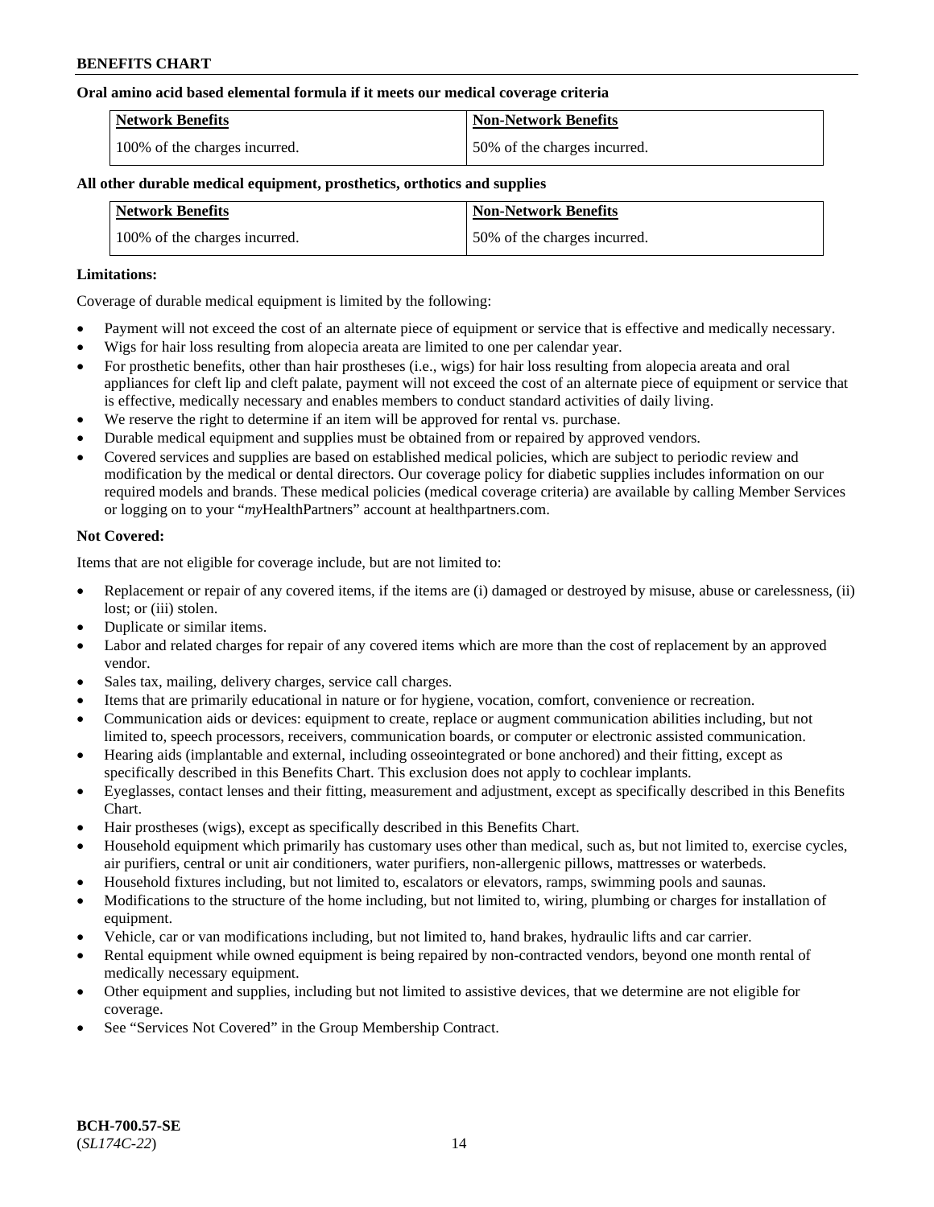**Oral amino acid based elemental formula if it meets our medical coverage criteria**

| Network Benefits | Non-Network Benefits |
| --- | --- |
| 100% of the charges incurred. | 50% of the charges incurred. |

**All other durable medical equipment, prosthetics, orthotics and supplies**

| Network Benefits | Non-Network Benefits |
| --- | --- |
| 100% of the charges incurred. | 50% of the charges incurred. |

**Limitations:**

Coverage of durable medical equipment is limited by the following:

- Payment will not exceed the cost of an alternate piece of equipment or service that is effective and medically necessary.
- Wigs for hair loss resulting from alopecia areata are limited to one per calendar year.
- For prosthetic benefits, other than hair prostheses (i.e., wigs) for hair loss resulting from alopecia areata and oral appliances for cleft lip and cleft palate, payment will not exceed the cost of an alternate piece of equipment or service that is effective, medically necessary and enables members to conduct standard activities of daily living.
- We reserve the right to determine if an item will be approved for rental vs. purchase.
- Durable medical equipment and supplies must be obtained from or repaired by approved vendors.
- Covered services and supplies are based on established medical policies, which are subject to periodic review and modification by the medical or dental directors. Our coverage policy for diabetic supplies includes information on our required models and brands. These medical policies (medical coverage criteria) are available by calling Member Services or logging on to your "*my*HealthPartners" account at healthpartners.com.

**Not Covered:**

Items that are not eligible for coverage include, but are not limited to:

- Replacement or repair of any covered items, if the items are (i) damaged or destroyed by misuse, abuse or carelessness, (ii) lost; or (iii) stolen.
- Duplicate or similar items.
- Labor and related charges for repair of any covered items which are more than the cost of replacement by an approved vendor.
- Sales tax, mailing, delivery charges, service call charges.
- Items that are primarily educational in nature or for hygiene, vocation, comfort, convenience or recreation.
- Communication aids or devices: equipment to create, replace or augment communication abilities including, but not limited to, speech processors, receivers, communication boards, or computer or electronic assisted communication.
- Hearing aids (implantable and external, including osseointegrated or bone anchored) and their fitting, except as specifically described in this Benefits Chart. This exclusion does not apply to cochlear implants.
- Eyeglasses, contact lenses and their fitting, measurement and adjustment, except as specifically described in this Benefits Chart.
- Hair prostheses (wigs), except as specifically described in this Benefits Chart.
- Household equipment which primarily has customary uses other than medical, such as, but not limited to, exercise cycles, air purifiers, central or unit air conditioners, water purifiers, non-allergenic pillows, mattresses or waterbeds.
- Household fixtures including, but not limited to, escalators or elevators, ramps, swimming pools and saunas.
- Modifications to the structure of the home including, but not limited to, wiring, plumbing or charges for installation of equipment.
- Vehicle, car or van modifications including, but not limited to, hand brakes, hydraulic lifts and car carrier.
- Rental equipment while owned equipment is being repaired by non-contracted vendors, beyond one month rental of medically necessary equipment.
- Other equipment and supplies, including but not limited to assistive devices, that we determine are not eligible for coverage.
- See "Services Not Covered" in the Group Membership Contract.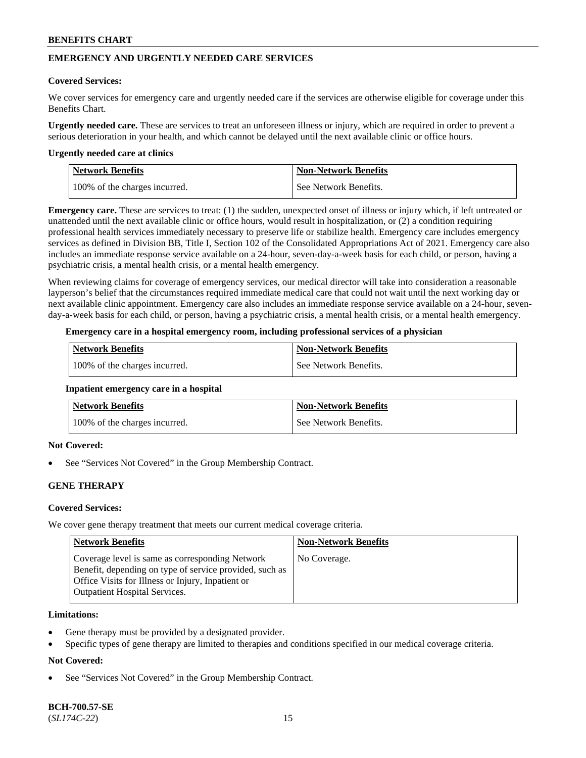## EMERGENCY AND URGENTLY NEEDED CARE SERVICES

**Covered Services:**

We cover services for emergency care and urgently needed care if the services are otherwise eligible for coverage under this Benefits Chart.

**Urgently needed care.** These are services to treat an unforeseen illness or injury, which are required in order to prevent a serious deterioration in your health, and which cannot be delayed until the next available clinic or office hours.

**Urgently needed care at clinics**

| Network Benefits | Non-Network Benefits |
|---|---|
| 100% of the charges incurred. | See Network Benefits. |

**Emergency care.** These are services to treat: (1) the sudden, unexpected onset of illness or injury which, if left untreated or unattended until the next available clinic or office hours, would result in hospitalization, or (2) a condition requiring professional health services immediately necessary to preserve life or stabilize health. Emergency care includes emergency services as defined in Division BB, Title I, Section 102 of the Consolidated Appropriations Act of 2021. Emergency care also includes an immediate response service available on a 24-hour, seven-day-a-week basis for each child, or person, having a psychiatric crisis, a mental health crisis, or a mental health emergency.

When reviewing claims for coverage of emergency services, our medical director will take into consideration a reasonable layperson's belief that the circumstances required immediate medical care that could not wait until the next working day or next available clinic appointment. Emergency care also includes an immediate response service available on a 24-hour, seven-day-a-week basis for each child, or person, having a psychiatric crisis, a mental health crisis, or a mental health emergency.

**Emergency care in a hospital emergency room, including professional services of a physician**

| Network Benefits | Non-Network Benefits |
|---|---|
| 100% of the charges incurred. | See Network Benefits. |

**Inpatient emergency care in a hospital**

| Network Benefits | Non-Network Benefits |
|---|---|
| 100% of the charges incurred. | See Network Benefits. |

**Not Covered:**

- See "Services Not Covered" in the Group Membership Contract.

## GENE THERAPY

**Covered Services:**

We cover gene therapy treatment that meets our current medical coverage criteria.

| Network Benefits | Non-Network Benefits |
|---|---|
| Coverage level is same as corresponding Network Benefit, depending on type of service provided, such as Office Visits for Illness or Injury, Inpatient or Outpatient Hospital Services. | No Coverage. |

**Limitations:**

- Gene therapy must be provided by a designated provider.
- Specific types of gene therapy are limited to therapies and conditions specified in our medical coverage criteria.

**Not Covered:**

- See "Services Not Covered" in the Group Membership Contract.

**BCH-700.57-SE**
(*SL174C-22*)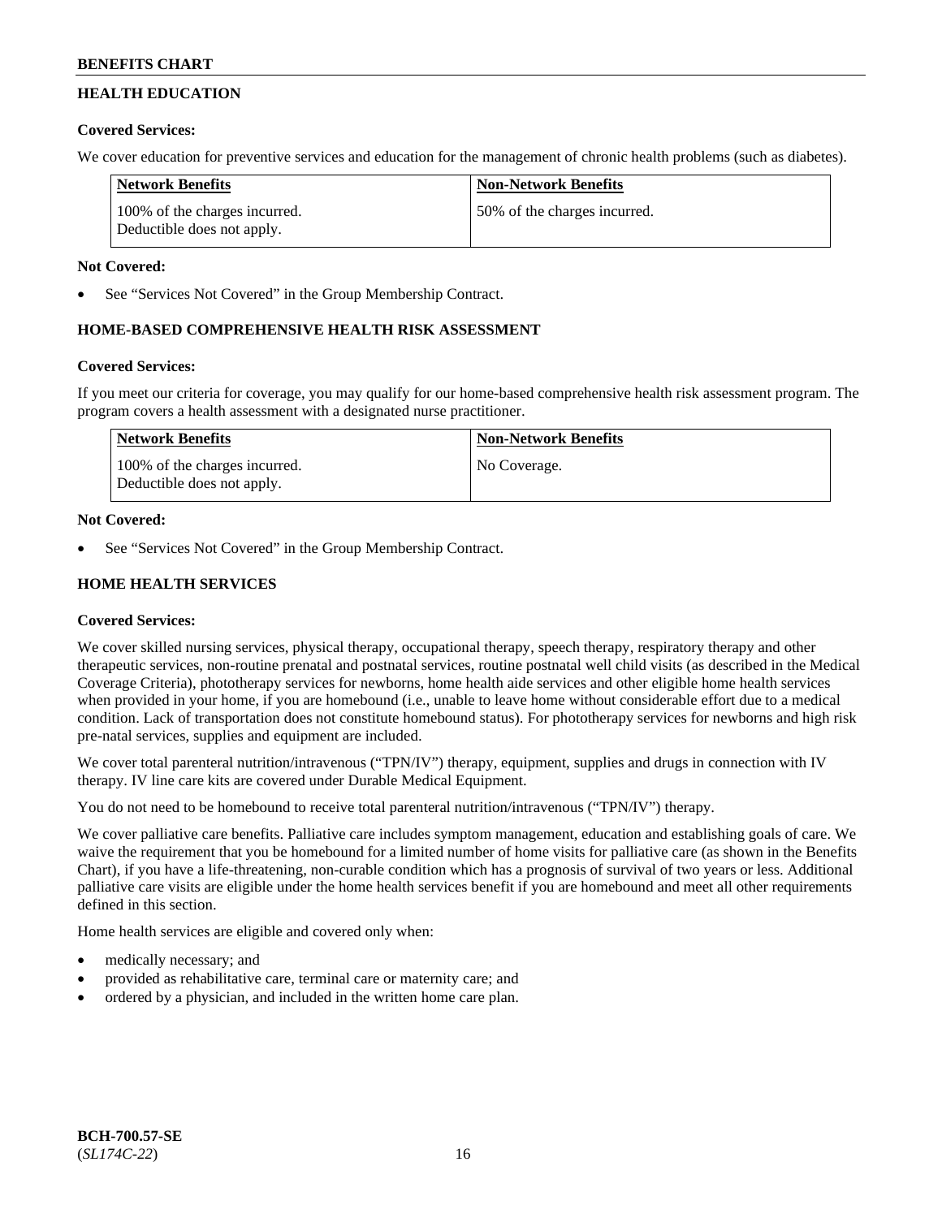## HEALTH EDUCATION

**Covered Services:**

We cover education for preventive services and education for the management of chronic health problems (such as diabetes).

| Network Benefits | Non-Network Benefits |
|---|---|
| 100% of the charges incurred. Deductible does not apply. | 50% of the charges incurred. |

**Not Covered:**

- See "Services Not Covered" in the Group Membership Contract.

## HOME-BASED COMPREHENSIVE HEALTH RISK ASSESSMENT

**Covered Services:**

If you meet our criteria for coverage, you may qualify for our home-based comprehensive health risk assessment program. The program covers a health assessment with a designated nurse practitioner.

| Network Benefits | Non-Network Benefits |
|---|---|
| 100% of the charges incurred. Deductible does not apply. | No Coverage. |

**Not Covered:**

- See "Services Not Covered" in the Group Membership Contract.

## HOME HEALTH SERVICES

**Covered Services:**

We cover skilled nursing services, physical therapy, occupational therapy, speech therapy, respiratory therapy and other therapeutic services, non-routine prenatal and postnatal services, routine postnatal well child visits (as described in the Medical Coverage Criteria), phototherapy services for newborns, home health aide services and other eligible home health services when provided in your home, if you are homebound (i.e., unable to leave home without considerable effort due to a medical condition. Lack of transportation does not constitute homebound status). For phototherapy services for newborns and high risk pre-natal services, supplies and equipment are included.

We cover total parenteral nutrition/intravenous ("TPN/IV") therapy, equipment, supplies and drugs in connection with IV therapy. IV line care kits are covered under Durable Medical Equipment.

You do not need to be homebound to receive total parenteral nutrition/intravenous ("TPN/IV") therapy.

We cover palliative care benefits. Palliative care includes symptom management, education and establishing goals of care. We waive the requirement that you be homebound for a limited number of home visits for palliative care (as shown in the Benefits Chart), if you have a life-threatening, non-curable condition which has a prognosis of survival of two years or less. Additional palliative care visits are eligible under the home health services benefit if you are homebound and meet all other requirements defined in this section.

Home health services are eligible and covered only when:

- medically necessary; and
- provided as rehabilitative care, terminal care or maternity care; and
- ordered by a physician, and included in the written home care plan.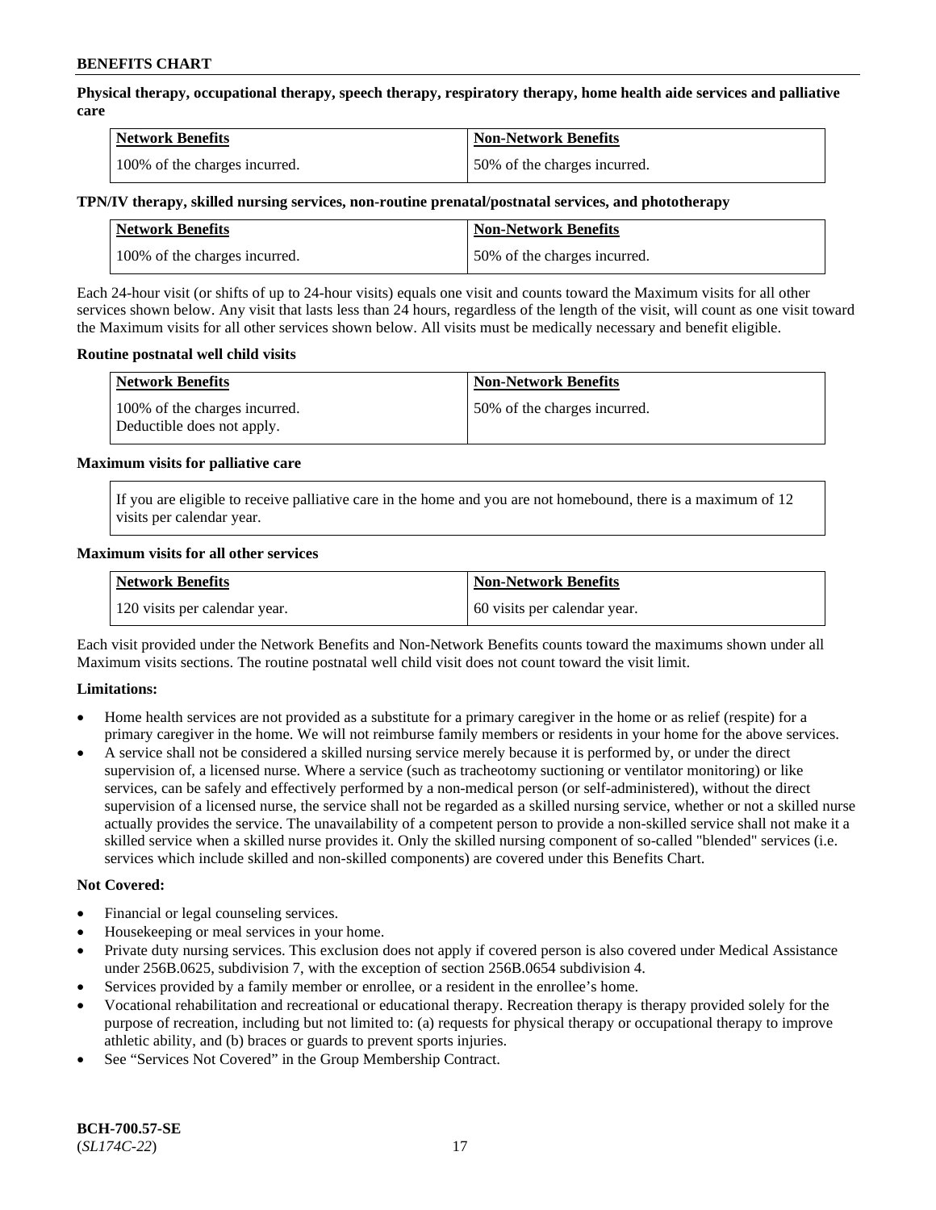**Physical therapy, occupational therapy, speech therapy, respiratory therapy, home health aide services and palliative care**

| Network Benefits | Non-Network Benefits |
|---|---|
| 100% of the charges incurred. | 50% of the charges incurred. |

**TPN/IV therapy, skilled nursing services, non-routine prenatal/postnatal services, and phototherapy**

| Network Benefits | Non-Network Benefits |
|---|---|
| 100% of the charges incurred. | 50% of the charges incurred. |

Each 24-hour visit (or shifts of up to 24-hour visits) equals one visit and counts toward the Maximum visits for all other services shown below. Any visit that lasts less than 24 hours, regardless of the length of the visit, will count as one visit toward the Maximum visits for all other services shown below. All visits must be medically necessary and benefit eligible.

**Routine postnatal well child visits**

| Network Benefits | Non-Network Benefits |
|---|---|
| 100% of the charges incurred. Deductible does not apply. | 50% of the charges incurred. |

**Maximum visits for palliative care**

If you are eligible to receive palliative care in the home and you are not homebound, there is a maximum of 12 visits per calendar year.

**Maximum visits for all other services**

| Network Benefits | Non-Network Benefits |
|---|---|
| 120 visits per calendar year. | 60 visits per calendar year. |

Each visit provided under the Network Benefits and Non-Network Benefits counts toward the maximums shown under all Maximum visits sections. The routine postnatal well child visit does not count toward the visit limit.

**Limitations:**

- Home health services are not provided as a substitute for a primary caregiver in the home or as relief (respite) for a primary caregiver in the home. We will not reimburse family members or residents in your home for the above services.
- A service shall not be considered a skilled nursing service merely because it is performed by, or under the direct supervision of, a licensed nurse. Where a service (such as tracheotomy suctioning or ventilator monitoring) or like services, can be safely and effectively performed by a non-medical person (or self-administered), without the direct supervision of a licensed nurse, the service shall not be regarded as a skilled nursing service, whether or not a skilled nurse actually provides the service. The unavailability of a competent person to provide a non-skilled service shall not make it a skilled service when a skilled nurse provides it. Only the skilled nursing component of so-called "blended" services (i.e. services which include skilled and non-skilled components) are covered under this Benefits Chart.

**Not Covered:**

- Financial or legal counseling services.
- Housekeeping or meal services in your home.
- Private duty nursing services. This exclusion does not apply if covered person is also covered under Medical Assistance under 256B.0625, subdivision 7, with the exception of section 256B.0654 subdivision 4.
- Services provided by a family member or enrollee, or a resident in the enrollee's home.
- Vocational rehabilitation and recreational or educational therapy. Recreation therapy is therapy provided solely for the purpose of recreation, including but not limited to: (a) requests for physical therapy or occupational therapy to improve athletic ability, and (b) braces or guards to prevent sports injuries.
- See "Services Not Covered" in the Group Membership Contract.

**BCH-700.57-SE**
(*SL174C-22*)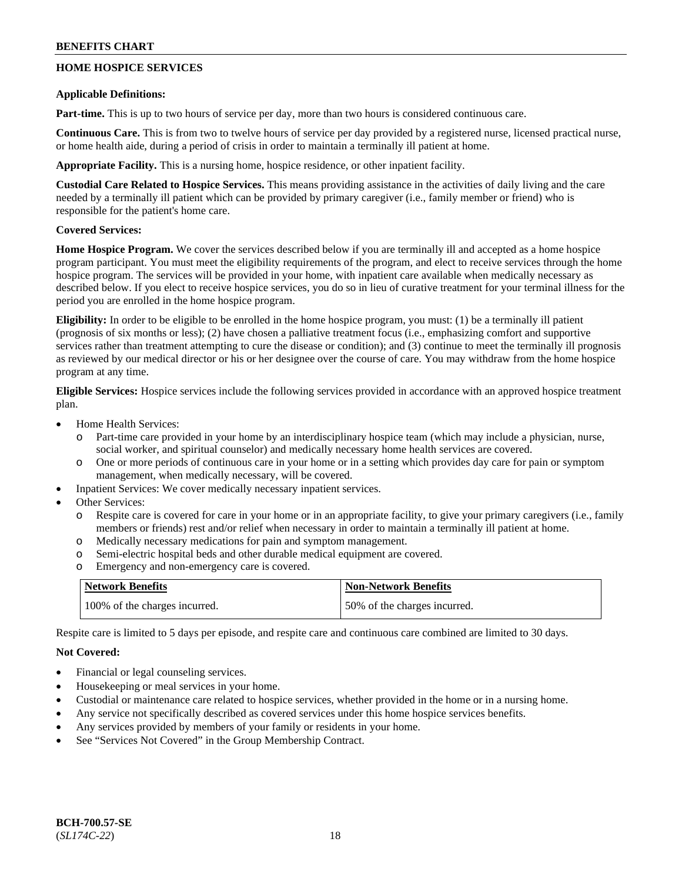## HOME HOSPICE SERVICES

**Applicable Definitions:**

**Part-time.** This is up to two hours of service per day, more than two hours is considered continuous care.

**Continuous Care.** This is from two to twelve hours of service per day provided by a registered nurse, licensed practical nurse, or home health aide, during a period of crisis in order to maintain a terminally ill patient at home.

**Appropriate Facility.** This is a nursing home, hospice residence, or other inpatient facility.

**Custodial Care Related to Hospice Services.** This means providing assistance in the activities of daily living and the care needed by a terminally ill patient which can be provided by primary caregiver (i.e., family member or friend) who is responsible for the patient's home care.

**Covered Services:**

**Home Hospice Program.** We cover the services described below if you are terminally ill and accepted as a home hospice program participant. You must meet the eligibility requirements of the program, and elect to receive services through the home hospice program. The services will be provided in your home, with inpatient care available when medically necessary as described below. If you elect to receive hospice services, you do so in lieu of curative treatment for your terminal illness for the period you are enrolled in the home hospice program.

**Eligibility:** In order to be eligible to be enrolled in the home hospice program, you must: (1) be a terminally ill patient (prognosis of six months or less); (2) have chosen a palliative treatment focus (i.e., emphasizing comfort and supportive services rather than treatment attempting to cure the disease or condition); and (3) continue to meet the terminally ill prognosis as reviewed by our medical director or his or her designee over the course of care. You may withdraw from the home hospice program at any time.

**Eligible Services:** Hospice services include the following services provided in accordance with an approved hospice treatment plan.

- Home Health Services:
  - Part-time care provided in your home by an interdisciplinary hospice team (which may include a physician, nurse, social worker, and spiritual counselor) and medically necessary home health services are covered.
  - One or more periods of continuous care in your home or in a setting which provides day care for pain or symptom management, when medically necessary, will be covered.
- Inpatient Services: We cover medically necessary inpatient services.
- Other Services:
  - Respite care is covered for care in your home or in an appropriate facility, to give your primary caregivers (i.e., family members or friends) rest and/or relief when necessary in order to maintain a terminally ill patient at home.
  - Medically necessary medications for pain and symptom management.
  - Semi-electric hospital beds and other durable medical equipment are covered.
  - Emergency and non-emergency care is covered.

| Network Benefits | Non-Network Benefits |
|---|---|
| 100% of the charges incurred. | 50% of the charges incurred. |

Respite care is limited to 5 days per episode, and respite care and continuous care combined are limited to 30 days.

**Not Covered:**

- Financial or legal counseling services.
- Housekeeping or meal services in your home.
- Custodial or maintenance care related to hospice services, whether provided in the home or in a nursing home.
- Any service not specifically described as covered services under this home hospice services benefits.
- Any services provided by members of your family or residents in your home.
- See "Services Not Covered" in the Group Membership Contract.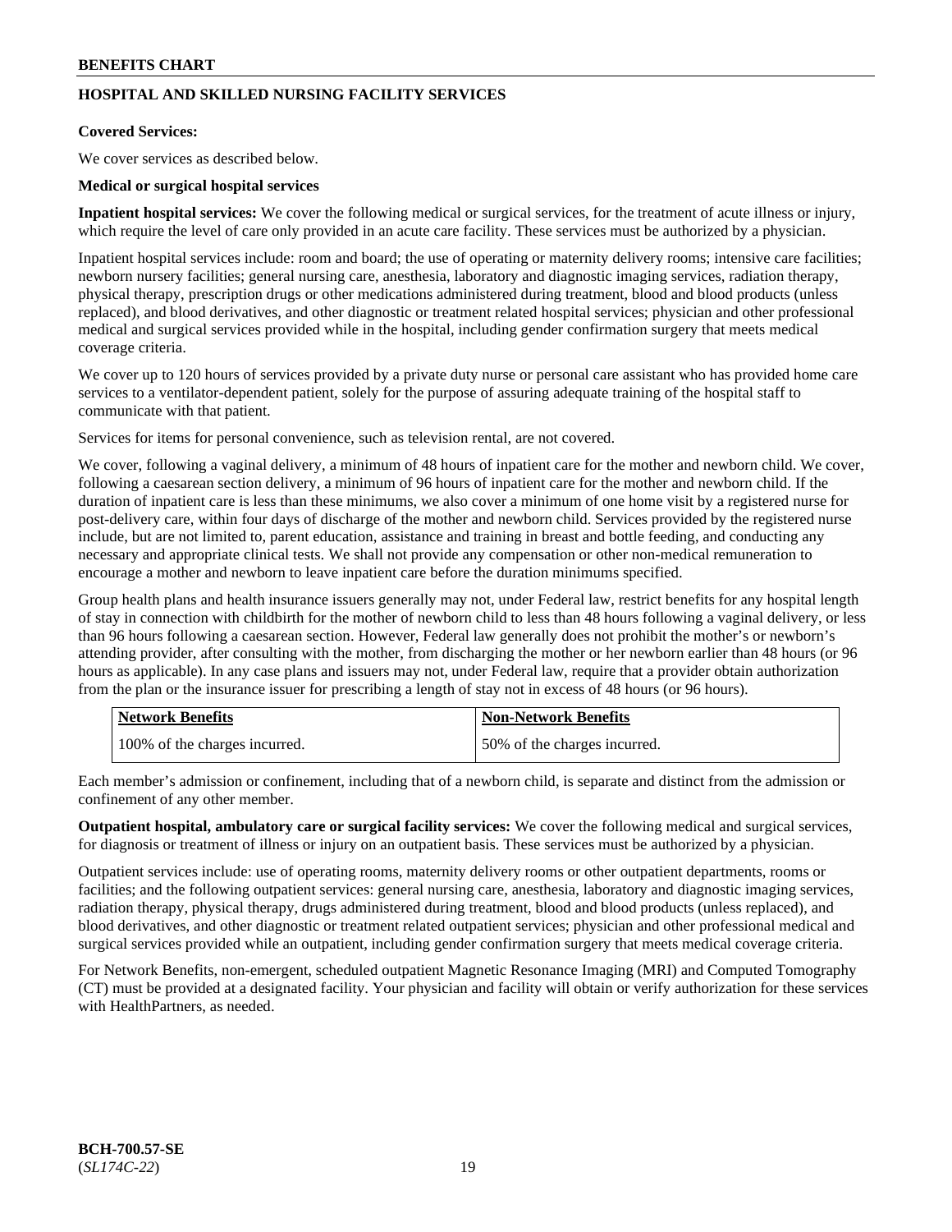## HOSPITAL AND SKILLED NURSING FACILITY SERVICES

**Covered Services:**

We cover services as described below.

**Medical or surgical hospital services**

**Inpatient hospital services:** We cover the following medical or surgical services, for the treatment of acute illness or injury, which require the level of care only provided in an acute care facility. These services must be authorized by a physician.

Inpatient hospital services include: room and board; the use of operating or maternity delivery rooms; intensive care facilities; newborn nursery facilities; general nursing care, anesthesia, laboratory and diagnostic imaging services, radiation therapy, physical therapy, prescription drugs or other medications administered during treatment, blood and blood products (unless replaced), and blood derivatives, and other diagnostic or treatment related hospital services; physician and other professional medical and surgical services provided while in the hospital, including gender confirmation surgery that meets medical coverage criteria.

We cover up to 120 hours of services provided by a private duty nurse or personal care assistant who has provided home care services to a ventilator-dependent patient, solely for the purpose of assuring adequate training of the hospital staff to communicate with that patient.

Services for items for personal convenience, such as television rental, are not covered.

We cover, following a vaginal delivery, a minimum of 48 hours of inpatient care for the mother and newborn child. We cover, following a caesarean section delivery, a minimum of 96 hours of inpatient care for the mother and newborn child. If the duration of inpatient care is less than these minimums, we also cover a minimum of one home visit by a registered nurse for post-delivery care, within four days of discharge of the mother and newborn child. Services provided by the registered nurse include, but are not limited to, parent education, assistance and training in breast and bottle feeding, and conducting any necessary and appropriate clinical tests. We shall not provide any compensation or other non-medical remuneration to encourage a mother and newborn to leave inpatient care before the duration minimums specified.

Group health plans and health insurance issuers generally may not, under Federal law, restrict benefits for any hospital length of stay in connection with childbirth for the mother of newborn child to less than 48 hours following a vaginal delivery, or less than 96 hours following a caesarean section. However, Federal law generally does not prohibit the mother's or newborn's attending provider, after consulting with the mother, from discharging the mother or her newborn earlier than 48 hours (or 96 hours as applicable). In any case plans and issuers may not, under Federal law, require that a provider obtain authorization from the plan or the insurance issuer for prescribing a length of stay not in excess of 48 hours (or 96 hours).

| Network Benefits | Non-Network Benefits |
|---|---|
| 100% of the charges incurred. | 50% of the charges incurred. |

Each member's admission or confinement, including that of a newborn child, is separate and distinct from the admission or confinement of any other member.

**Outpatient hospital, ambulatory care or surgical facility services:** We cover the following medical and surgical services, for diagnosis or treatment of illness or injury on an outpatient basis. These services must be authorized by a physician.

Outpatient services include: use of operating rooms, maternity delivery rooms or other outpatient departments, rooms or facilities; and the following outpatient services: general nursing care, anesthesia, laboratory and diagnostic imaging services, radiation therapy, physical therapy, drugs administered during treatment, blood and blood products (unless replaced), and blood derivatives, and other diagnostic or treatment related outpatient services; physician and other professional medical and surgical services provided while an outpatient, including gender confirmation surgery that meets medical coverage criteria.

For Network Benefits, non-emergent, scheduled outpatient Magnetic Resonance Imaging (MRI) and Computed Tomography (CT) must be provided at a designated facility. Your physician and facility will obtain or verify authorization for these services with HealthPartners, as needed.

**BCH-700.57-SE**
(*SL174C-22*)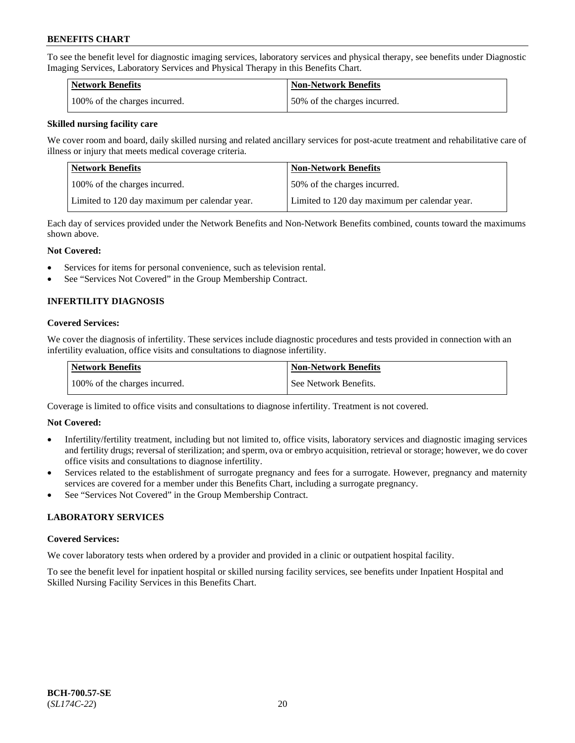To see the benefit level for diagnostic imaging services, laboratory services and physical therapy, see benefits under Diagnostic Imaging Services, Laboratory Services and Physical Therapy in this Benefits Chart.

| Network Benefits | Non-Network Benefits |
| --- | --- |
| 100% of the charges incurred. | 50% of the charges incurred. |

**Skilled nursing facility care**

We cover room and board, daily skilled nursing and related ancillary services for post-acute treatment and rehabilitative care of illness or injury that meets medical coverage criteria.

| Network Benefits | Non-Network Benefits |
| --- | --- |
| 100% of the charges incurred. | 50% of the charges incurred. |
| Limited to 120 day maximum per calendar year. | Limited to 120 day maximum per calendar year. |

Each day of services provided under the Network Benefits and Non-Network Benefits combined, counts toward the maximums shown above.

**Not Covered:**

- Services for items for personal convenience, such as television rental.
- See "Services Not Covered" in the Group Membership Contract.

## INFERTILITY DIAGNOSIS

**Covered Services:**

We cover the diagnosis of infertility. These services include diagnostic procedures and tests provided in connection with an infertility evaluation, office visits and consultations to diagnose infertility.

| Network Benefits | Non-Network Benefits |
| --- | --- |
| 100% of the charges incurred. | See Network Benefits. |

Coverage is limited to office visits and consultations to diagnose infertility. Treatment is not covered.

**Not Covered:**

- Infertility/fertility treatment, including but not limited to, office visits, laboratory services and diagnostic imaging services and fertility drugs; reversal of sterilization; and sperm, ova or embryo acquisition, retrieval or storage; however, we do cover office visits and consultations to diagnose infertility.
- Services related to the establishment of surrogate pregnancy and fees for a surrogate. However, pregnancy and maternity services are covered for a member under this Benefits Chart, including a surrogate pregnancy.
- See "Services Not Covered" in the Group Membership Contract.

## LABORATORY SERVICES

**Covered Services:**

We cover laboratory tests when ordered by a provider and provided in a clinic or outpatient hospital facility.

To see the benefit level for inpatient hospital or skilled nursing facility services, see benefits under Inpatient Hospital and Skilled Nursing Facility Services in this Benefits Chart.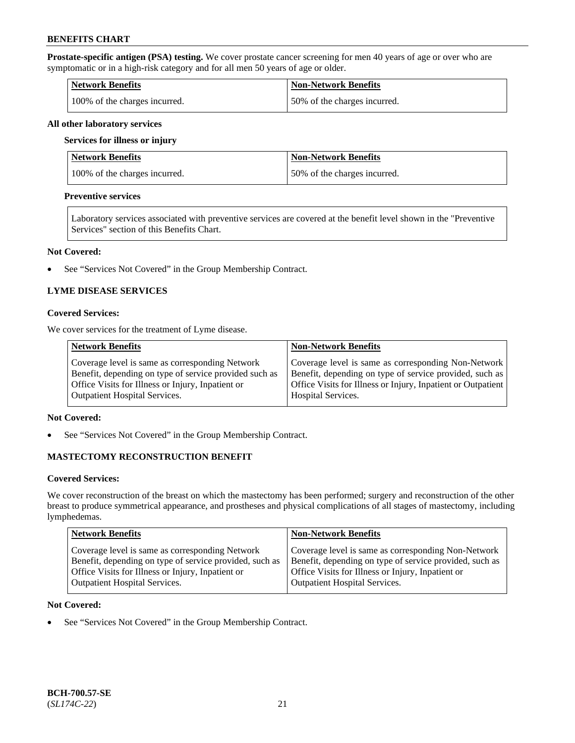**Prostate-specific antigen (PSA) testing.** We cover prostate cancer screening for men 40 years of age or over who are symptomatic or in a high-risk category and for all men 50 years of age or older.

| Network Benefits | Non-Network Benefits |
|---|---|
| 100% of the charges incurred. | 50% of the charges incurred. |

**All other laboratory services**

**Services for illness or injury**

| Network Benefits | Non-Network Benefits |
|---|---|
| 100% of the charges incurred. | 50% of the charges incurred. |

**Preventive services**

| Laboratory services associated with preventive services are covered at the benefit level shown in the "Preventive Services" section of this Benefits Chart. |
|---|

**Not Covered:**

- See "Services Not Covered" in the Group Membership Contract.

### LYME DISEASE SERVICES

**Covered Services:**

We cover services for the treatment of Lyme disease.

| Network Benefits | Non-Network Benefits |
|---|---|
| Coverage level is same as corresponding Network Benefit, depending on type of service provided such as Office Visits for Illness or Injury, Inpatient or Outpatient Hospital Services. | Coverage level is same as corresponding Non-Network Benefit, depending on type of service provided, such as Office Visits for Illness or Injury, Inpatient or Outpatient Hospital Services. |

**Not Covered:**

- See "Services Not Covered" in the Group Membership Contract.

### MASTECTOMY RECONSTRUCTION BENEFIT

**Covered Services:**

We cover reconstruction of the breast on which the mastectomy has been performed; surgery and reconstruction of the other breast to produce symmetrical appearance, and prostheses and physical complications of all stages of mastectomy, including lymphedemas.

| Network Benefits | Non-Network Benefits |
|---|---|
| Coverage level is same as corresponding Network Benefit, depending on type of service provided, such as Office Visits for Illness or Injury, Inpatient or Outpatient Hospital Services. | Coverage level is same as corresponding Non-Network Benefit, depending on type of service provided, such as Office Visits for Illness or Injury, Inpatient or Outpatient Hospital Services. |

**Not Covered:**

- See "Services Not Covered" in the Group Membership Contract.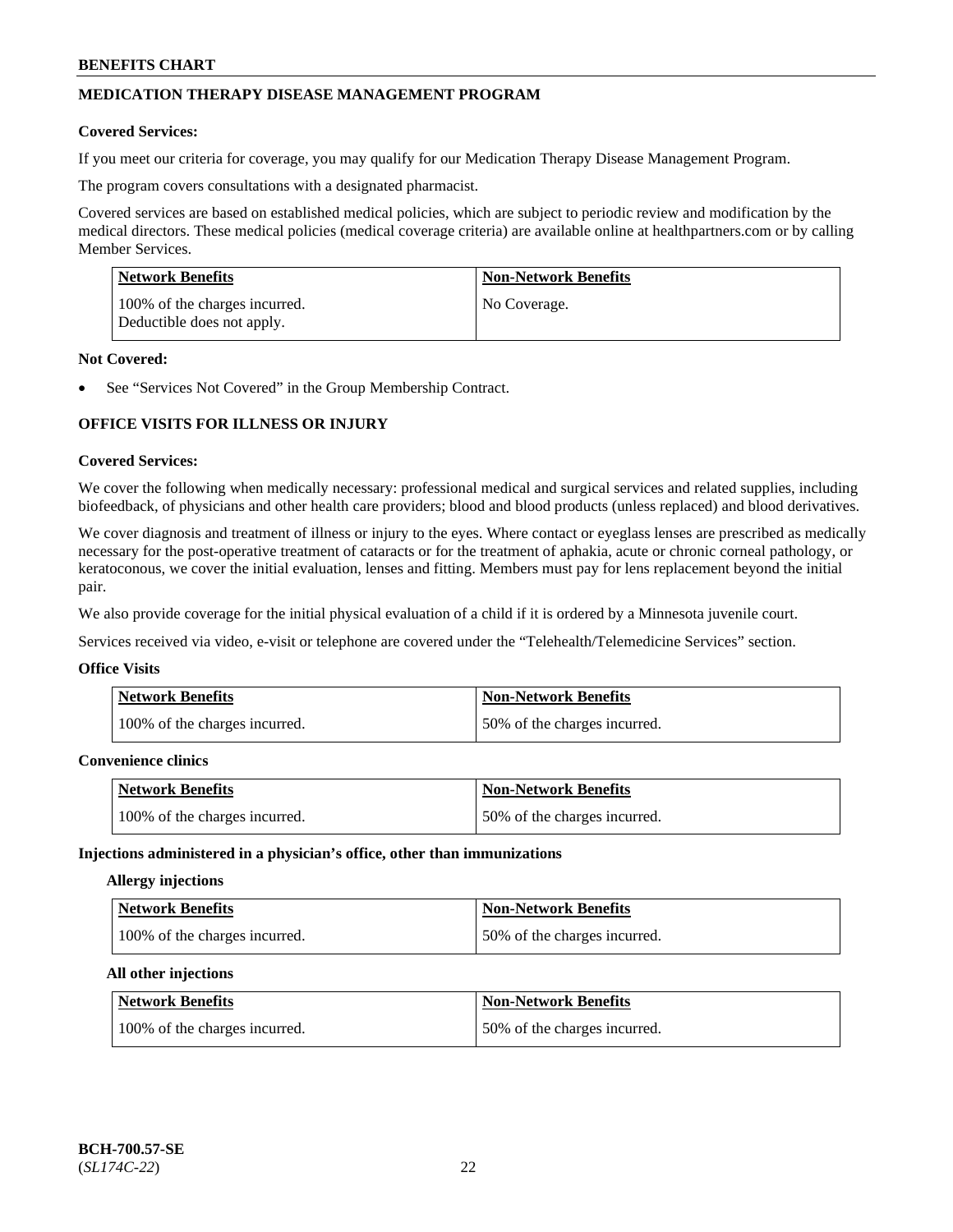## MEDICATION THERAPY DISEASE MANAGEMENT PROGRAM

**Covered Services:**

If you meet our criteria for coverage, you may qualify for our Medication Therapy Disease Management Program.

The program covers consultations with a designated pharmacist.

Covered services are based on established medical policies, which are subject to periodic review and modification by the medical directors. These medical policies (medical coverage criteria) are available online at healthpartners.com or by calling Member Services.

| Network Benefits | Non-Network Benefits |
|---|---|
| 100% of the charges incurred. Deductible does not apply. | No Coverage. |

**Not Covered:**

- See "Services Not Covered" in the Group Membership Contract.

## OFFICE VISITS FOR ILLNESS OR INJURY

**Covered Services:**

We cover the following when medically necessary: professional medical and surgical services and related supplies, including biofeedback, of physicians and other health care providers; blood and blood products (unless replaced) and blood derivatives.

We cover diagnosis and treatment of illness or injury to the eyes. Where contact or eyeglass lenses are prescribed as medically necessary for the post-operative treatment of cataracts or for the treatment of aphakia, acute or chronic corneal pathology, or keratoconous, we cover the initial evaluation, lenses and fitting. Members must pay for lens replacement beyond the initial pair.

We also provide coverage for the initial physical evaluation of a child if it is ordered by a Minnesota juvenile court.

Services received via video, e-visit or telephone are covered under the "Telehealth/Telemedicine Services" section.

**Office Visits**

| Network Benefits | Non-Network Benefits |
|---|---|
| 100% of the charges incurred. | 50% of the charges incurred. |

**Convenience clinics**

| Network Benefits | Non-Network Benefits |
|---|---|
| 100% of the charges incurred. | 50% of the charges incurred. |

**Injections administered in a physician's office, other than immunizations**

**Allergy injections**

| Network Benefits | Non-Network Benefits |
|---|---|
| 100% of the charges incurred. | 50% of the charges incurred. |

**All other injections**

| Network Benefits | Non-Network Benefits |
|---|---|
| 100% of the charges incurred. | 50% of the charges incurred. |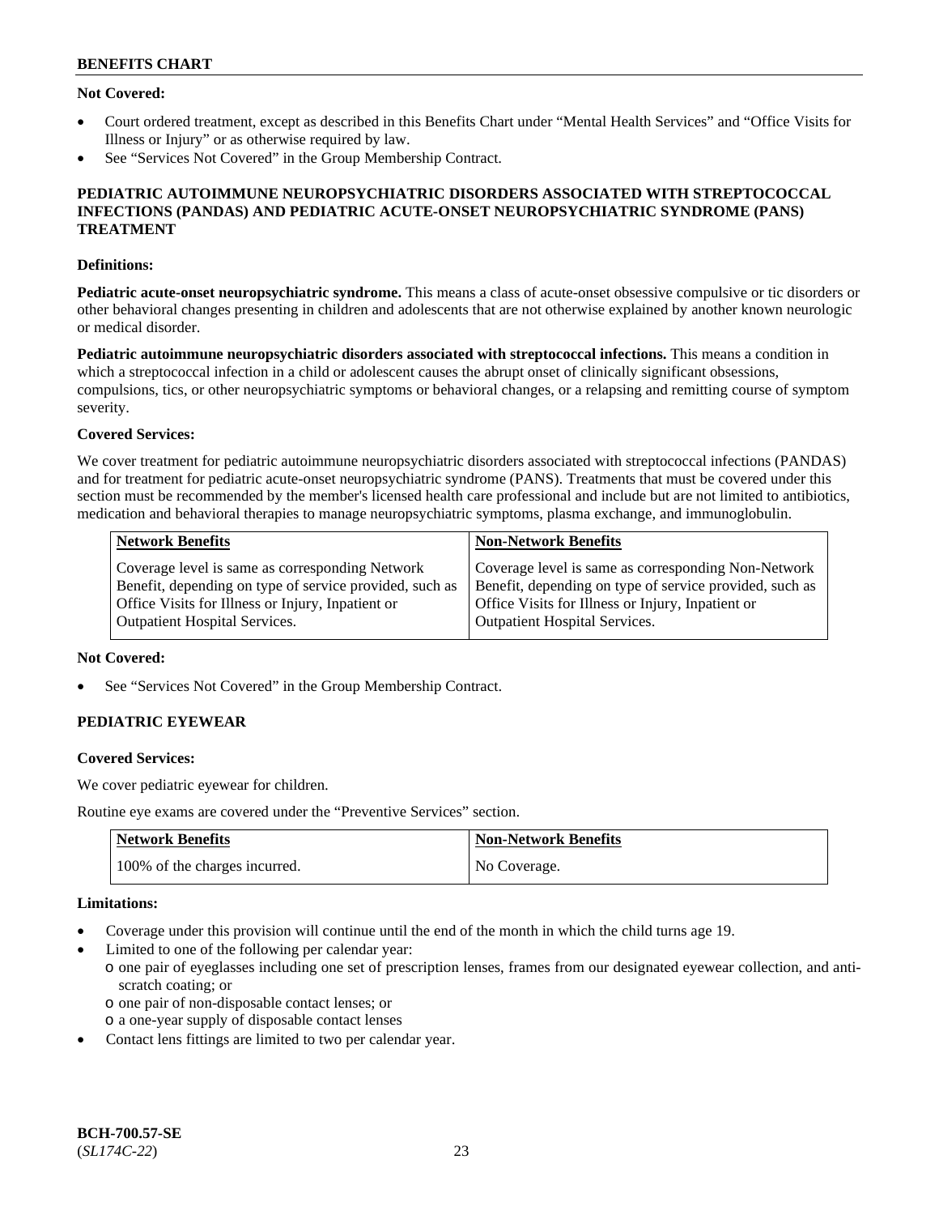**Not Covered:**

- Court ordered treatment, except as described in this Benefits Chart under "Mental Health Services" and "Office Visits for Illness or Injury" or as otherwise required by law.
- See "Services Not Covered" in the Group Membership Contract.

**PEDIATRIC AUTOIMMUNE NEUROPSYCHIATRIC DISORDERS ASSOCIATED WITH STREPTOCOCCAL INFECTIONS (PANDAS) AND PEDIATRIC ACUTE-ONSET NEUROPSYCHIATRIC SYNDROME (PANS) TREATMENT**

**Definitions:**

**Pediatric acute-onset neuropsychiatric syndrome.** This means a class of acute-onset obsessive compulsive or tic disorders or other behavioral changes presenting in children and adolescents that are not otherwise explained by another known neurologic or medical disorder.

**Pediatric autoimmune neuropsychiatric disorders associated with streptococcal infections.** This means a condition in which a streptococcal infection in a child or adolescent causes the abrupt onset of clinically significant obsessions, compulsions, tics, or other neuropsychiatric symptoms or behavioral changes, or a relapsing and remitting course of symptom severity.

**Covered Services:**

We cover treatment for pediatric autoimmune neuropsychiatric disorders associated with streptococcal infections (PANDAS) and for treatment for pediatric acute-onset neuropsychiatric syndrome (PANS). Treatments that must be covered under this section must be recommended by the member's licensed health care professional and include but are not limited to antibiotics, medication and behavioral therapies to manage neuropsychiatric symptoms, plasma exchange, and immunoglobulin.

| Network Benefits | Non-Network Benefits |
|---|---|
| Coverage level is same as corresponding Network Benefit, depending on type of service provided, such as Office Visits for Illness or Injury, Inpatient or Outpatient Hospital Services. | Coverage level is same as corresponding Non-Network Benefit, depending on type of service provided, such as Office Visits for Illness or Injury, Inpatient or Outpatient Hospital Services. |

**Not Covered:**

- See "Services Not Covered" in the Group Membership Contract.

**PEDIATRIC EYEWEAR**

**Covered Services:**

We cover pediatric eyewear for children.

Routine eye exams are covered under the "Preventive Services" section.

| Network Benefits | Non-Network Benefits |
|---|---|
| 100% of the charges incurred. | No Coverage. |

**Limitations:**

- Coverage under this provision will continue until the end of the month in which the child turns age 19.
- Limited to one of the following per calendar year:
  - one pair of eyeglasses including one set of prescription lenses, frames from our designated eyewear collection, and anti-scratch coating; or
  - one pair of non-disposable contact lenses; or
  - a one-year supply of disposable contact lenses
- Contact lens fittings are limited to two per calendar year.

BCH-700.57-SE
(*SL174C-22*)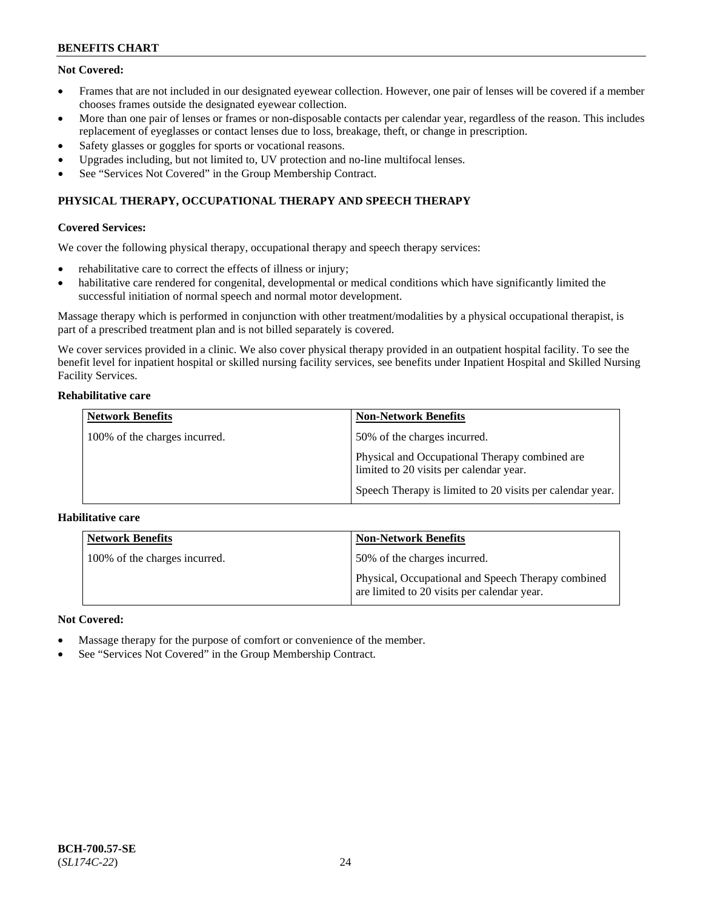**Not Covered:**

- Frames that are not included in our designated eyewear collection. However, one pair of lenses will be covered if a member chooses frames outside the designated eyewear collection.
- More than one pair of lenses or frames or non-disposable contacts per calendar year, regardless of the reason. This includes replacement of eyeglasses or contact lenses due to loss, breakage, theft, or change in prescription.
- Safety glasses or goggles for sports or vocational reasons.
- Upgrades including, but not limited to, UV protection and no-line multifocal lenses.
- See "Services Not Covered" in the Group Membership Contract.

## PHYSICAL THERAPY, OCCUPATIONAL THERAPY AND SPEECH THERAPY

**Covered Services:**

We cover the following physical therapy, occupational therapy and speech therapy services:

- rehabilitative care to correct the effects of illness or injury;
- habilitative care rendered for congenital, developmental or medical conditions which have significantly limited the successful initiation of normal speech and normal motor development.

Massage therapy which is performed in conjunction with other treatment/modalities by a physical occupational therapist, is part of a prescribed treatment plan and is not billed separately is covered.

We cover services provided in a clinic. We also cover physical therapy provided in an outpatient hospital facility. To see the benefit level for inpatient hospital or skilled nursing facility services, see benefits under Inpatient Hospital and Skilled Nursing Facility Services.

**Rehabilitative care**

| Network Benefits | Non-Network Benefits |
|---|---|
| 100% of the charges incurred. | 50% of the charges incurred.<br><br>Physical and Occupational Therapy combined are limited to 20 visits per calendar year.<br><br>Speech Therapy is limited to 20 visits per calendar year. |

**Habilitative care**

| Network Benefits | Non-Network Benefits |
|---|---|
| 100% of the charges incurred. | 50% of the charges incurred.<br><br>Physical, Occupational and Speech Therapy combined are limited to 20 visits per calendar year. |

**Not Covered:**

- Massage therapy for the purpose of comfort or convenience of the member.
- See "Services Not Covered" in the Group Membership Contract.

**BCH-700.57-SE**
(*SL174C-22*)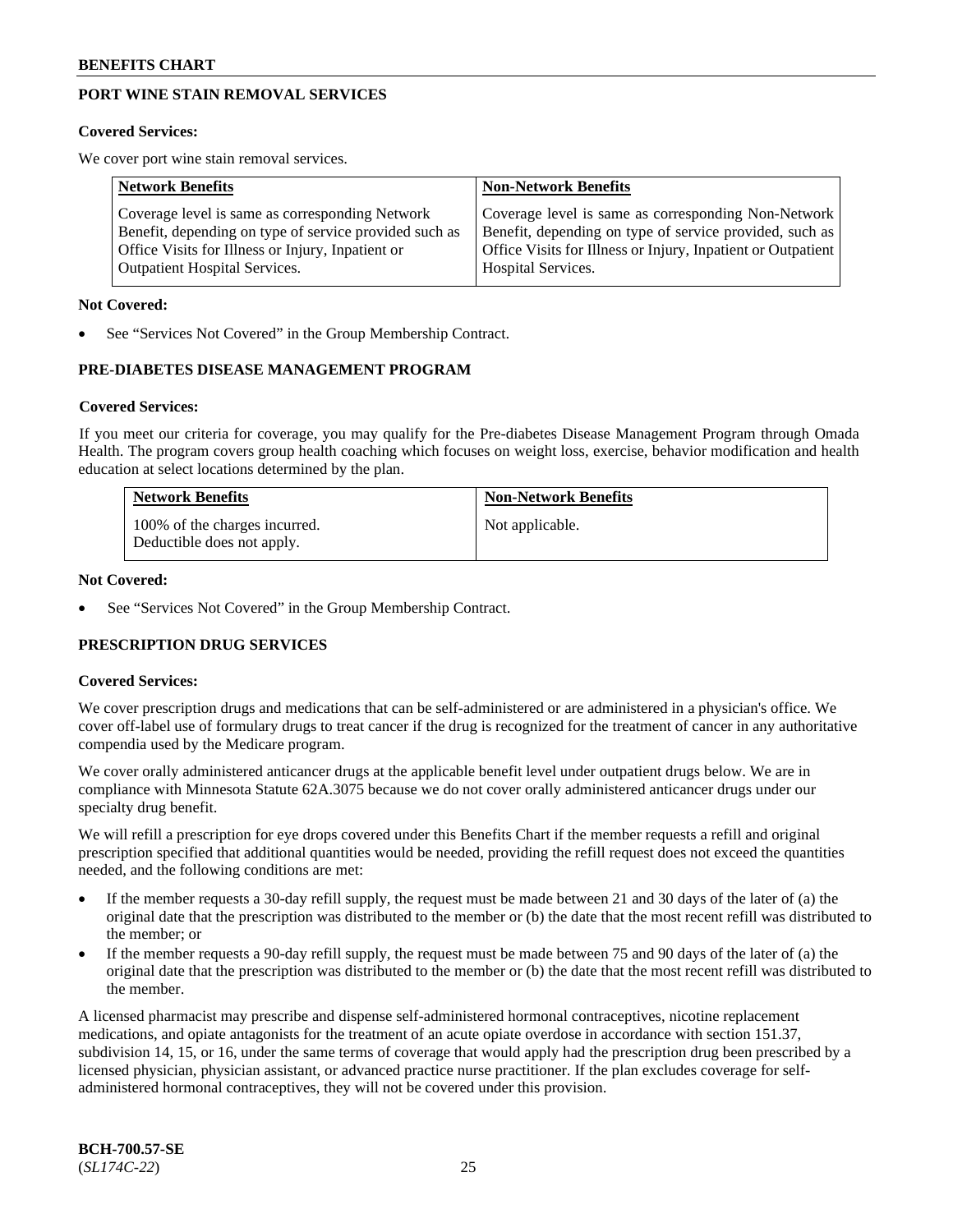## PORT WINE STAIN REMOVAL SERVICES

**Covered Services:**

We cover port wine stain removal services.

| Network Benefits | Non-Network Benefits |
|---|---|
| Coverage level is same as corresponding Network Benefit, depending on type of service provided such as Office Visits for Illness or Injury, Inpatient or Outpatient Hospital Services. | Coverage level is same as corresponding Non-Network Benefit, depending on type of service provided, such as Office Visits for Illness or Injury, Inpatient or Outpatient Hospital Services. |

**Not Covered:**

- See "Services Not Covered" in the Group Membership Contract.

## PRE-DIABETES DISEASE MANAGEMENT PROGRAM

**Covered Services:**

If you meet our criteria for coverage, you may qualify for the Pre-diabetes Disease Management Program through Omada Health. The program covers group health coaching which focuses on weight loss, exercise, behavior modification and health education at select locations determined by the plan.

| Network Benefits | Non-Network Benefits |
|---|---|
| 100% of the charges incurred. Deductible does not apply. | Not applicable. |

**Not Covered:**

- See "Services Not Covered" in the Group Membership Contract.

## PRESCRIPTION DRUG SERVICES

**Covered Services:**

We cover prescription drugs and medications that can be self-administered or are administered in a physician's office. We cover off-label use of formulary drugs to treat cancer if the drug is recognized for the treatment of cancer in any authoritative compendia used by the Medicare program.

We cover orally administered anticancer drugs at the applicable benefit level under outpatient drugs below. We are in compliance with Minnesota Statute 62A.3075 because we do not cover orally administered anticancer drugs under our specialty drug benefit.

We will refill a prescription for eye drops covered under this Benefits Chart if the member requests a refill and original prescription specified that additional quantities would be needed, providing the refill request does not exceed the quantities needed, and the following conditions are met:

- If the member requests a 30-day refill supply, the request must be made between 21 and 30 days of the later of (a) the original date that the prescription was distributed to the member or (b) the date that the most recent refill was distributed to the member; or
- If the member requests a 90-day refill supply, the request must be made between 75 and 90 days of the later of (a) the original date that the prescription was distributed to the member or (b) the date that the most recent refill was distributed to the member.

A licensed pharmacist may prescribe and dispense self-administered hormonal contraceptives, nicotine replacement medications, and opiate antagonists for the treatment of an acute opiate overdose in accordance with section 151.37, subdivision 14, 15, or 16, under the same terms of coverage that would apply had the prescription drug been prescribed by a licensed physician, physician assistant, or advanced practice nurse practitioner. If the plan excludes coverage for self-administered hormonal contraceptives, they will not be covered under this provision.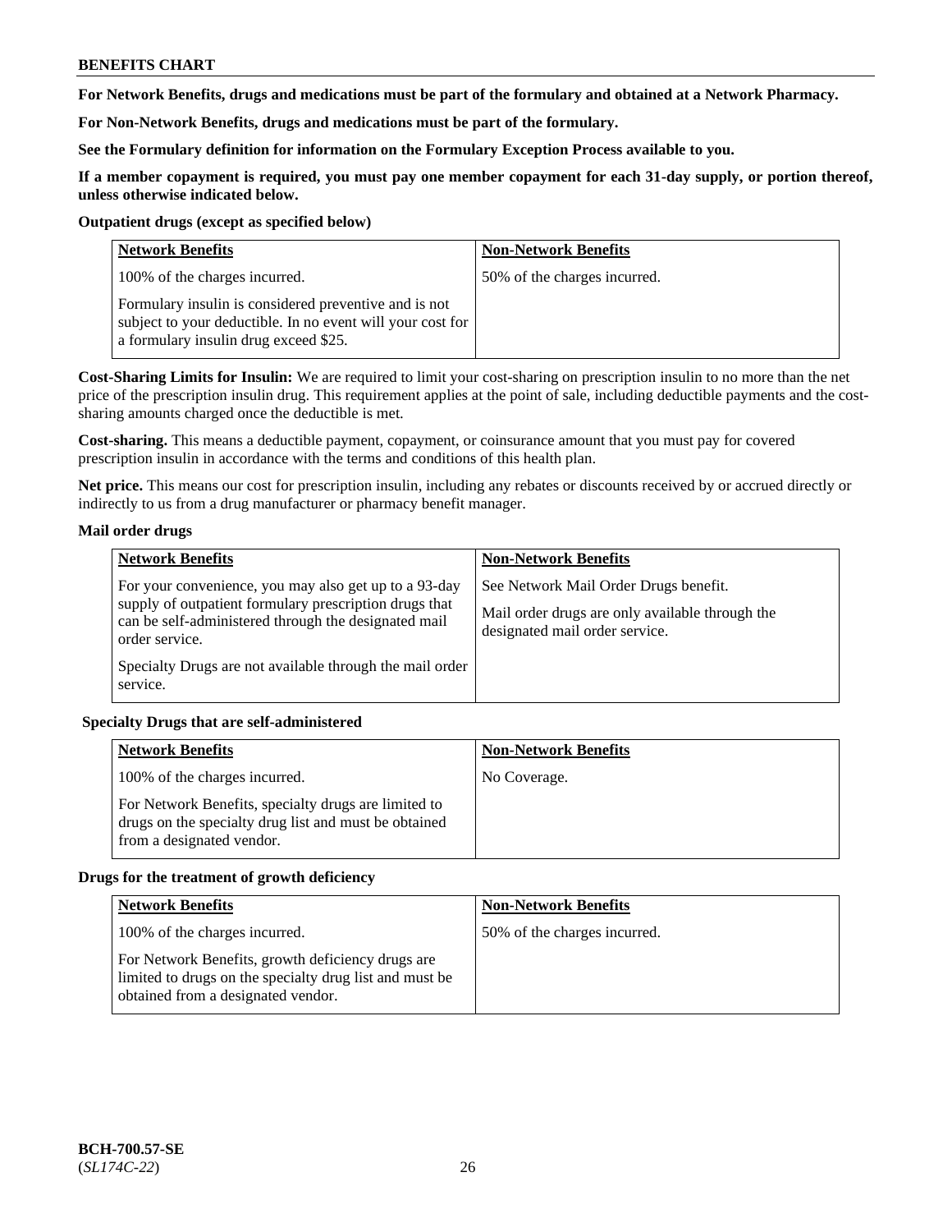**For Network Benefits, drugs and medications must be part of the formulary and obtained at a Network Pharmacy.**

**For Non-Network Benefits, drugs and medications must be part of the formulary.**

**See the Formulary definition for information on the Formulary Exception Process available to you.**

**If a member copayment is required, you must pay one member copayment for each 31-day supply, or portion thereof, unless otherwise indicated below.**

**Outpatient drugs (except as specified below)**

| Network Benefits | Non-Network Benefits |
| --- | --- |
| 100% of the charges incurred.<br><br>Formulary insulin is considered preventive and is not subject to your deductible. In no event will your cost for a formulary insulin drug exceed $25. | 50% of the charges incurred. |

**Cost-Sharing Limits for Insulin:** We are required to limit your cost-sharing on prescription insulin to no more than the net price of the prescription insulin drug. This requirement applies at the point of sale, including deductible payments and the cost-sharing amounts charged once the deductible is met.

**Cost-sharing.** This means a deductible payment, copayment, or coinsurance amount that you must pay for covered prescription insulin in accordance with the terms and conditions of this health plan.

**Net price.** This means our cost for prescription insulin, including any rebates or discounts received by or accrued directly or indirectly to us from a drug manufacturer or pharmacy benefit manager.

**Mail order drugs**

| Network Benefits | Non-Network Benefits |
| --- | --- |
| For your convenience, you may also get up to a 93-day supply of outpatient formulary prescription drugs that can be self-administered through the designated mail order service.<br><br>Specialty Drugs are not available through the mail order service. | See Network Mail Order Drugs benefit.<br><br>Mail order drugs are only available through the designated mail order service. |

**Specialty Drugs that are self-administered**

| Network Benefits | Non-Network Benefits |
| --- | --- |
| 100% of the charges incurred.<br><br>For Network Benefits, specialty drugs are limited to drugs on the specialty drug list and must be obtained from a designated vendor. | No Coverage. |

**Drugs for the treatment of growth deficiency**

| Network Benefits | Non-Network Benefits |
| --- | --- |
| 100% of the charges incurred.<br><br>For Network Benefits, growth deficiency drugs are limited to drugs on the specialty drug list and must be obtained from a designated vendor. | 50% of the charges incurred. |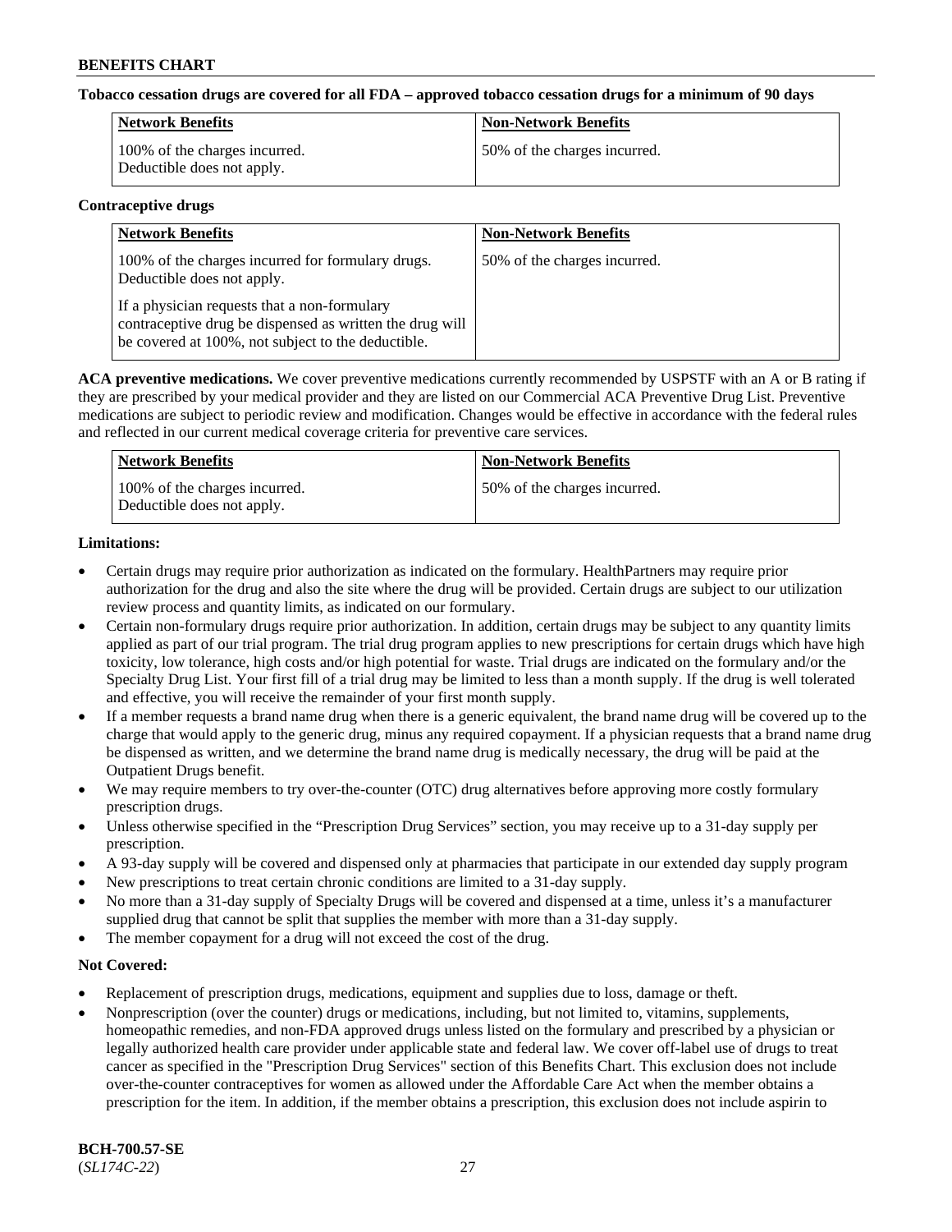**Tobacco cessation drugs are covered for all FDA – approved tobacco cessation drugs for a minimum of 90 days**

| Network Benefits | Non-Network Benefits |
|---|---|
| 100% of the charges incurred. Deductible does not apply. | 50% of the charges incurred. |

**Contraceptive drugs**

| Network Benefits | Non-Network Benefits |
|---|---|
| 100% of the charges incurred for formulary drugs. Deductible does not apply. If a physician requests that a non-formulary contraceptive drug be dispensed as written the drug will be covered at 100%, not subject to the deductible. | 50% of the charges incurred. |

**ACA preventive medications.** We cover preventive medications currently recommended by USPSTF with an A or B rating if they are prescribed by your medical provider and they are listed on our Commercial ACA Preventive Drug List. Preventive medications are subject to periodic review and modification. Changes would be effective in accordance with the federal rules and reflected in our current medical coverage criteria for preventive care services.

| Network Benefits | Non-Network Benefits |
|---|---|
| 100% of the charges incurred. Deductible does not apply. | 50% of the charges incurred. |

**Limitations:**

- Certain drugs may require prior authorization as indicated on the formulary. HealthPartners may require prior authorization for the drug and also the site where the drug will be provided. Certain drugs are subject to our utilization review process and quantity limits, as indicated on our formulary.
- Certain non-formulary drugs require prior authorization. In addition, certain drugs may be subject to any quantity limits applied as part of our trial program. The trial drug program applies to new prescriptions for certain drugs which have high toxicity, low tolerance, high costs and/or high potential for waste. Trial drugs are indicated on the formulary and/or the Specialty Drug List. Your first fill of a trial drug may be limited to less than a month supply. If the drug is well tolerated and effective, you will receive the remainder of your first month supply.
- If a member requests a brand name drug when there is a generic equivalent, the brand name drug will be covered up to the charge that would apply to the generic drug, minus any required copayment. If a physician requests that a brand name drug be dispensed as written, and we determine the brand name drug is medically necessary, the drug will be paid at the Outpatient Drugs benefit.
- We may require members to try over-the-counter (OTC) drug alternatives before approving more costly formulary prescription drugs.
- Unless otherwise specified in the "Prescription Drug Services" section, you may receive up to a 31-day supply per prescription.
- A 93-day supply will be covered and dispensed only at pharmacies that participate in our extended day supply program
- New prescriptions to treat certain chronic conditions are limited to a 31-day supply.
- No more than a 31-day supply of Specialty Drugs will be covered and dispensed at a time, unless it's a manufacturer supplied drug that cannot be split that supplies the member with more than a 31-day supply.
- The member copayment for a drug will not exceed the cost of the drug.

**Not Covered:**

- Replacement of prescription drugs, medications, equipment and supplies due to loss, damage or theft.
- Nonprescription (over the counter) drugs or medications, including, but not limited to, vitamins, supplements, homeopathic remedies, and non-FDA approved drugs unless listed on the formulary and prescribed by a physician or legally authorized health care provider under applicable state and federal law. We cover off-label use of drugs to treat cancer as specified in the "Prescription Drug Services" section of this Benefits Chart. This exclusion does not include over-the-counter contraceptives for women as allowed under the Affordable Care Act when the member obtains a prescription for the item. In addition, if the member obtains a prescription, this exclusion does not include aspirin to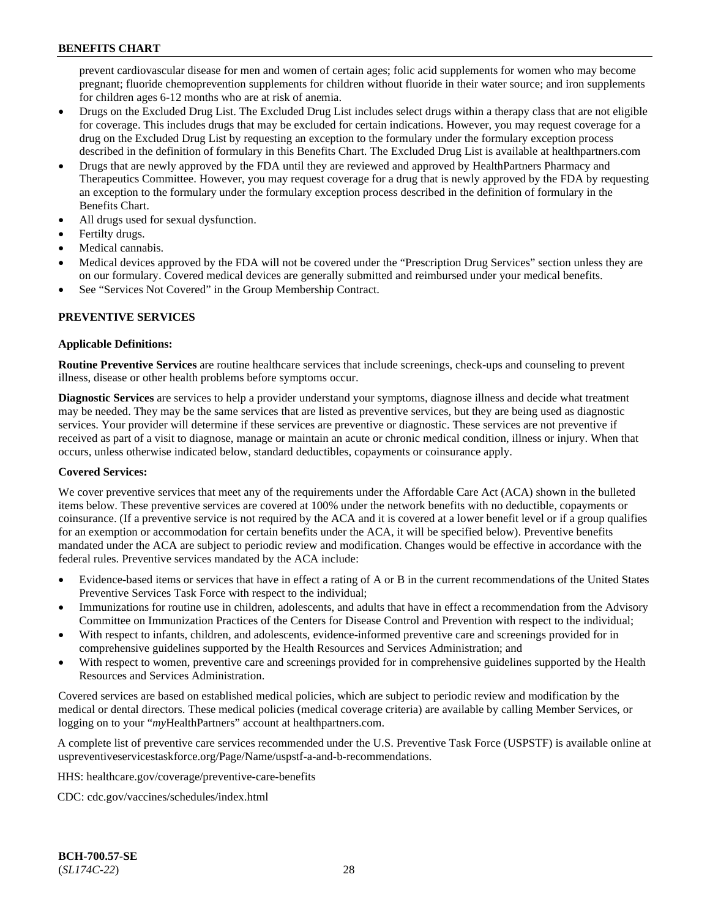prevent cardiovascular disease for men and women of certain ages; folic acid supplements for women who may become pregnant; fluoride chemoprevention supplements for children without fluoride in their water source; and iron supplements for children ages 6-12 months who are at risk of anemia.

- Drugs on the Excluded Drug List. The Excluded Drug List includes select drugs within a therapy class that are not eligible for coverage. This includes drugs that may be excluded for certain indications. However, you may request coverage for a drug on the Excluded Drug List by requesting an exception to the formulary under the formulary exception process described in the definition of formulary in this Benefits Chart. The Excluded Drug List is available at healthpartners.com
- Drugs that are newly approved by the FDA until they are reviewed and approved by HealthPartners Pharmacy and Therapeutics Committee. However, you may request coverage for a drug that is newly approved by the FDA by requesting an exception to the formulary under the formulary exception process described in the definition of formulary in the Benefits Chart.
- All drugs used for sexual dysfunction.
- Fertilty drugs.
- Medical cannabis.
- Medical devices approved by the FDA will not be covered under the "Prescription Drug Services" section unless they are on our formulary. Covered medical devices are generally submitted and reimbursed under your medical benefits.
- See "Services Not Covered" in the Group Membership Contract.

## PREVENTIVE SERVICES

### Applicable Definitions:

**Routine Preventive Services** are routine healthcare services that include screenings, check-ups and counseling to prevent illness, disease or other health problems before symptoms occur.

**Diagnostic Services** are services to help a provider understand your symptoms, diagnose illness and decide what treatment may be needed. They may be the same services that are listed as preventive services, but they are being used as diagnostic services. Your provider will determine if these services are preventive or diagnostic. These services are not preventive if received as part of a visit to diagnose, manage or maintain an acute or chronic medical condition, illness or injury. When that occurs, unless otherwise indicated below, standard deductibles, copayments or coinsurance apply.

### Covered Services:

We cover preventive services that meet any of the requirements under the Affordable Care Act (ACA) shown in the bulleted items below. These preventive services are covered at 100% under the network benefits with no deductible, copayments or coinsurance. (If a preventive service is not required by the ACA and it is covered at a lower benefit level or if a group qualifies for an exemption or accommodation for certain benefits under the ACA, it will be specified below). Preventive benefits mandated under the ACA are subject to periodic review and modification. Changes would be effective in accordance with the federal rules. Preventive services mandated by the ACA include:

- Evidence-based items or services that have in effect a rating of A or B in the current recommendations of the United States Preventive Services Task Force with respect to the individual;
- Immunizations for routine use in children, adolescents, and adults that have in effect a recommendation from the Advisory Committee on Immunization Practices of the Centers for Disease Control and Prevention with respect to the individual;
- With respect to infants, children, and adolescents, evidence-informed preventive care and screenings provided for in comprehensive guidelines supported by the Health Resources and Services Administration; and
- With respect to women, preventive care and screenings provided for in comprehensive guidelines supported by the Health Resources and Services Administration.

Covered services are based on established medical policies, which are subject to periodic review and modification by the medical or dental directors. These medical policies (medical coverage criteria) are available by calling Member Services, or logging on to your "*my*HealthPartners" account at healthpartners.com.

A complete list of preventive care services recommended under the U.S. Preventive Task Force (USPSTF) is available online at uspreventiveservicestaskforce.org/Page/Name/uspstf-a-and-b-recommendations.

HHS: healthcare.gov/coverage/preventive-care-benefits

CDC: cdc.gov/vaccines/schedules/index.html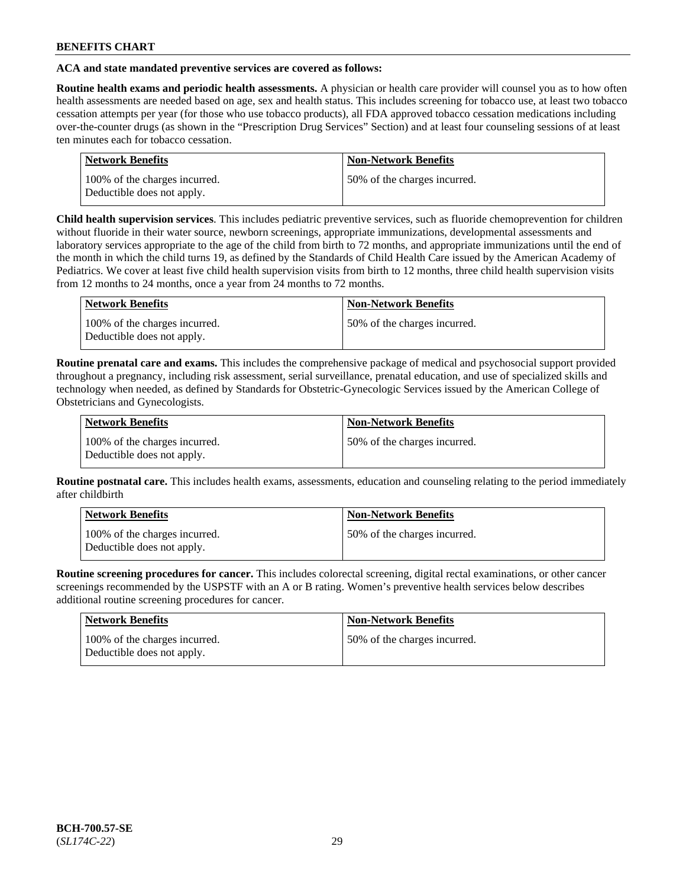**ACA and state mandated preventive services are covered as follows:**

**Routine health exams and periodic health assessments.** A physician or health care provider will counsel you as to how often health assessments are needed based on age, sex and health status. This includes screening for tobacco use, at least two tobacco cessation attempts per year (for those who use tobacco products), all FDA approved tobacco cessation medications including over-the-counter drugs (as shown in the "Prescription Drug Services" Section) and at least four counseling sessions of at least ten minutes each for tobacco cessation.

| Network Benefits | Non-Network Benefits |
| --- | --- |
| 100% of the charges incurred. Deductible does not apply. | 50% of the charges incurred. |

**Child health supervision services**. This includes pediatric preventive services, such as fluoride chemoprevention for children without fluoride in their water source, newborn screenings, appropriate immunizations, developmental assessments and laboratory services appropriate to the age of the child from birth to 72 months, and appropriate immunizations until the end of the month in which the child turns 19, as defined by the Standards of Child Health Care issued by the American Academy of Pediatrics. We cover at least five child health supervision visits from birth to 12 months, three child health supervision visits from 12 months to 24 months, once a year from 24 months to 72 months.

| Network Benefits | Non-Network Benefits |
| --- | --- |
| 100% of the charges incurred. Deductible does not apply. | 50% of the charges incurred. |

**Routine prenatal care and exams.** This includes the comprehensive package of medical and psychosocial support provided throughout a pregnancy, including risk assessment, serial surveillance, prenatal education, and use of specialized skills and technology when needed, as defined by Standards for Obstetric-Gynecologic Services issued by the American College of Obstetricians and Gynecologists.

| Network Benefits | Non-Network Benefits |
| --- | --- |
| 100% of the charges incurred. Deductible does not apply. | 50% of the charges incurred. |

**Routine postnatal care.** This includes health exams, assessments, education and counseling relating to the period immediately after childbirth

| Network Benefits | Non-Network Benefits |
| --- | --- |
| 100% of the charges incurred. Deductible does not apply. | 50% of the charges incurred. |

**Routine screening procedures for cancer.** This includes colorectal screening, digital rectal examinations, or other cancer screenings recommended by the USPSTF with an A or B rating. Women's preventive health services below describes additional routine screening procedures for cancer.

| Network Benefits | Non-Network Benefits |
| --- | --- |
| 100% of the charges incurred. Deductible does not apply. | 50% of the charges incurred. |

**BCH-700.57-SE**
(*SL174C-22*)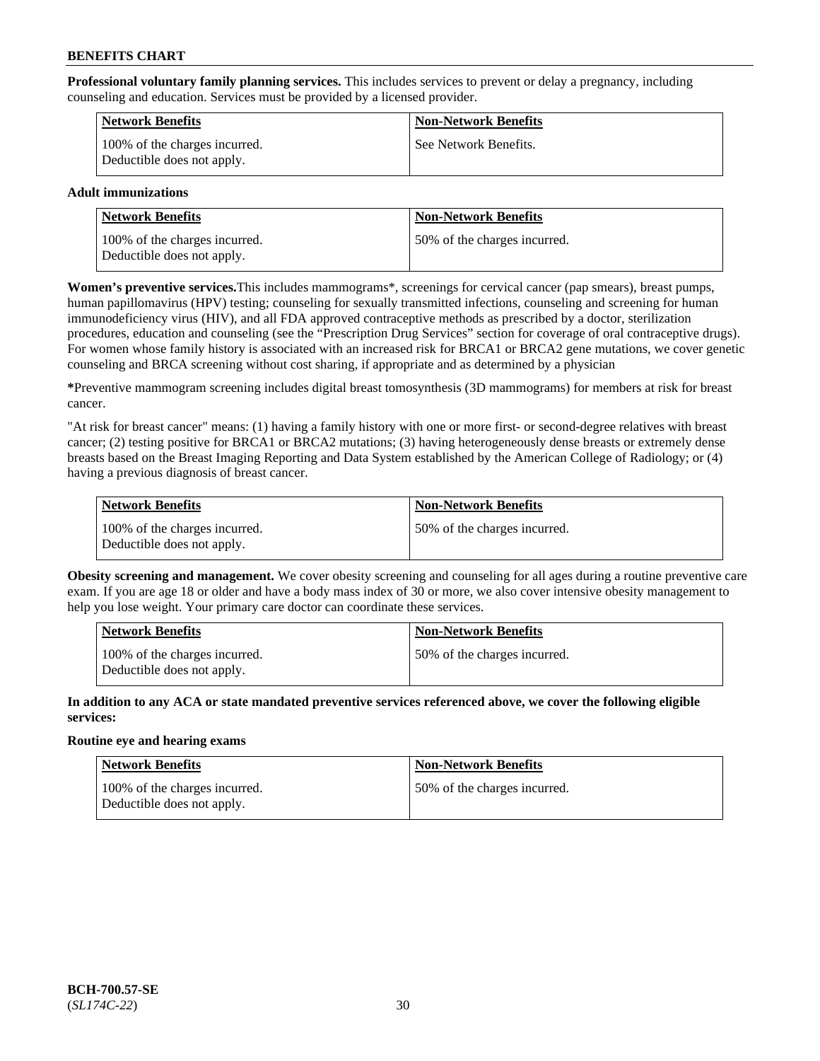**Professional voluntary family planning services.** This includes services to prevent or delay a pregnancy, including counseling and education. Services must be provided by a licensed provider.

| Network Benefits | Non-Network Benefits |
| --- | --- |
| 100% of the charges incurred. Deductible does not apply. | See Network Benefits. |

**Adult immunizations**

| Network Benefits | Non-Network Benefits |
| --- | --- |
| 100% of the charges incurred. Deductible does not apply. | 50% of the charges incurred. |

**Women's preventive services.**This includes mammograms*, screenings for cervical cancer (pap smears), breast pumps, human papillomavirus (HPV) testing; counseling for sexually transmitted infections, counseling and screening for human immunodeficiency virus (HIV), and all FDA approved contraceptive methods as prescribed by a doctor, sterilization procedures, education and counseling (see the "Prescription Drug Services" section for coverage of oral contraceptive drugs). For women whose family history is associated with an increased risk for BRCA1 or BRCA2 gene mutations, we cover genetic counseling and BRCA screening without cost sharing, if appropriate and as determined by a physician

***Preventive mammogram screening includes digital breast tomosynthesis (3D mammograms) for members at risk for breast cancer.

"At risk for breast cancer" means: (1) having a family history with one or more first- or second-degree relatives with breast cancer; (2) testing positive for BRCA1 or BRCA2 mutations; (3) having heterogeneously dense breasts or extremely dense breasts based on the Breast Imaging Reporting and Data System established by the American College of Radiology; or (4) having a previous diagnosis of breast cancer.

| Network Benefits | Non-Network Benefits |
| --- | --- |
| 100% of the charges incurred. Deductible does not apply. | 50% of the charges incurred. |

**Obesity screening and management.** We cover obesity screening and counseling for all ages during a routine preventive care exam. If you are age 18 or older and have a body mass index of 30 or more, we also cover intensive obesity management to help you lose weight. Your primary care doctor can coordinate these services.

| Network Benefits | Non-Network Benefits |
| --- | --- |
| 100% of the charges incurred. Deductible does not apply. | 50% of the charges incurred. |

**In addition to any ACA or state mandated preventive services referenced above, we cover the following eligible services:**

**Routine eye and hearing exams**

| Network Benefits | Non-Network Benefits |
| --- | --- |
| 100% of the charges incurred. Deductible does not apply. | 50% of the charges incurred. |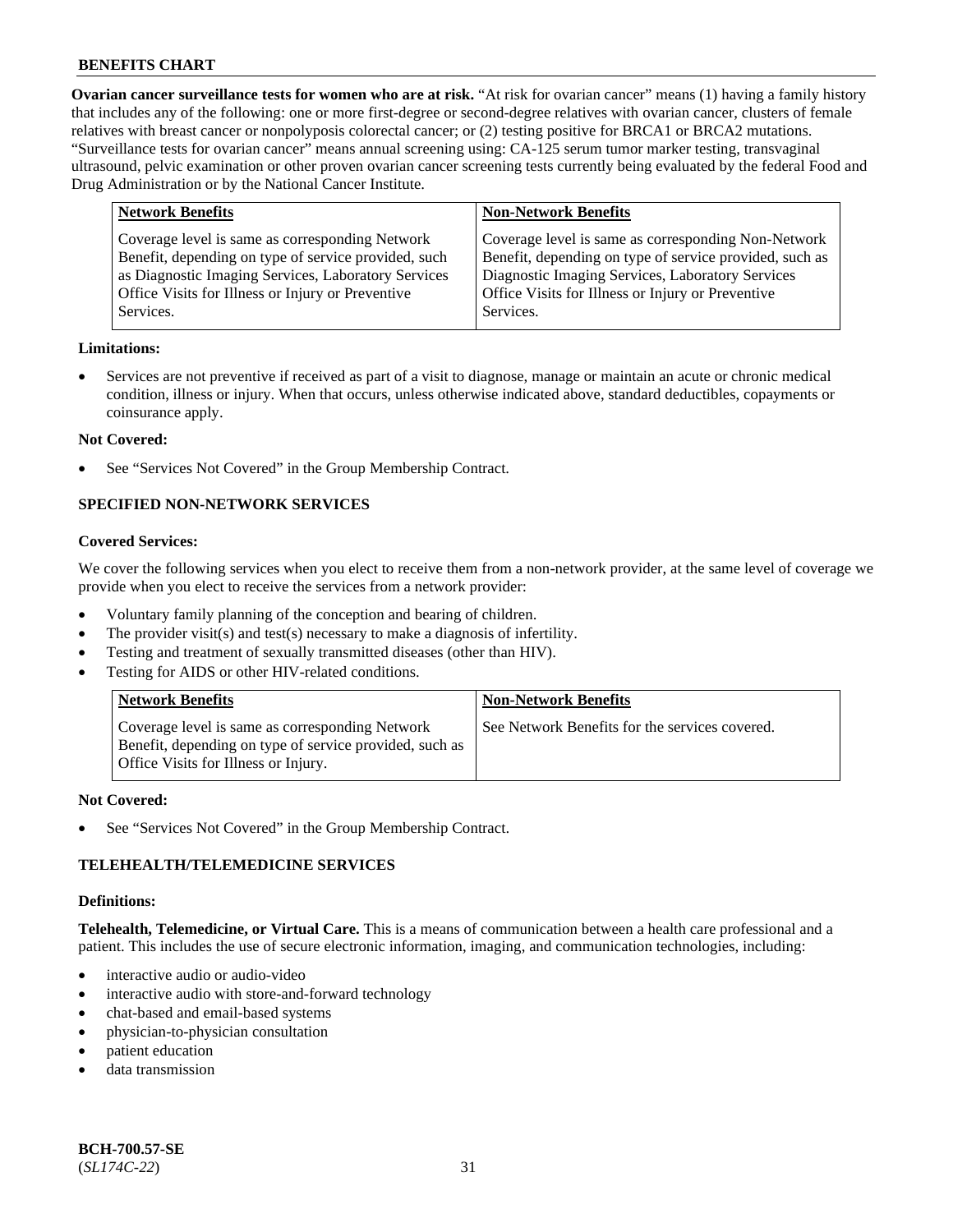**Ovarian cancer surveillance tests for women who are at risk.** "At risk for ovarian cancer" means (1) having a family history that includes any of the following: one or more first-degree or second-degree relatives with ovarian cancer, clusters of female relatives with breast cancer or nonpolyposis colorectal cancer; or (2) testing positive for BRCA1 or BRCA2 mutations. "Surveillance tests for ovarian cancer" means annual screening using: CA-125 serum tumor marker testing, transvaginal ultrasound, pelvic examination or other proven ovarian cancer screening tests currently being evaluated by the federal Food and Drug Administration or by the National Cancer Institute.

| Network Benefits | Non-Network Benefits |
|---|---|
| Coverage level is same as corresponding Network Benefit, depending on type of service provided, such as Diagnostic Imaging Services, Laboratory Services Office Visits for Illness or Injury or Preventive Services. | Coverage level is same as corresponding Non-Network Benefit, depending on type of service provided, such as Diagnostic Imaging Services, Laboratory Services Office Visits for Illness or Injury or Preventive Services. |

**Limitations:**

- Services are not preventive if received as part of a visit to diagnose, manage or maintain an acute or chronic medical condition, illness or injury. When that occurs, unless otherwise indicated above, standard deductibles, copayments or coinsurance apply.

**Not Covered:**

- See "Services Not Covered" in the Group Membership Contract.

### SPECIFIED NON-NETWORK SERVICES

**Covered Services:**

We cover the following services when you elect to receive them from a non-network provider, at the same level of coverage we provide when you elect to receive the services from a network provider:

- Voluntary family planning of the conception and bearing of children.
- The provider visit(s) and test(s) necessary to make a diagnosis of infertility.
- Testing and treatment of sexually transmitted diseases (other than HIV).
- Testing for AIDS or other HIV-related conditions.

| Network Benefits | Non-Network Benefits |
|---|---|
| Coverage level is same as corresponding Network Benefit, depending on type of service provided, such as Office Visits for Illness or Injury. | See Network Benefits for the services covered. |

**Not Covered:**

- See "Services Not Covered" in the Group Membership Contract.

### TELEHEALTH/TELEMEDICINE SERVICES

**Definitions:**

**Telehealth, Telemedicine, or Virtual Care.** This is a means of communication between a health care professional and a patient. This includes the use of secure electronic information, imaging, and communication technologies, including:

- interactive audio or audio-video
- interactive audio with store-and-forward technology
- chat-based and email-based systems
- physician-to-physician consultation
- patient education
- data transmission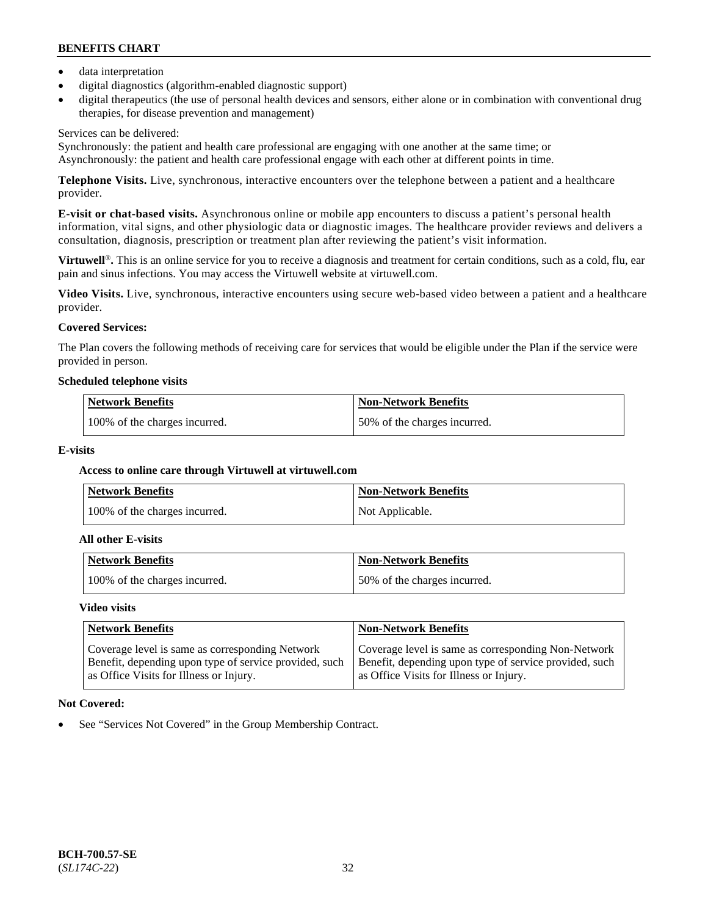- data interpretation
- digital diagnostics (algorithm-enabled diagnostic support)
- digital therapeutics (the use of personal health devices and sensors, either alone or in combination with conventional drug therapies, for disease prevention and management)

Services can be delivered:
Synchronously: the patient and health care professional are engaging with one another at the same time; or
Asynchronously: the patient and health care professional engage with each other at different points in time.

**Telephone Visits.** Live, synchronous, interactive encounters over the telephone between a patient and a healthcare provider.

**E-visit or chat-based visits.** Asynchronous online or mobile app encounters to discuss a patient's personal health information, vital signs, and other physiologic data or diagnostic images. The healthcare provider reviews and delivers a consultation, diagnosis, prescription or treatment plan after reviewing the patient's visit information.

**Virtuwell®.** This is an online service for you to receive a diagnosis and treatment for certain conditions, such as a cold, flu, ear pain and sinus infections. You may access the Virtuwell website at virtuwell.com.

**Video Visits.** Live, synchronous, interactive encounters using secure web-based video between a patient and a healthcare provider.

**Covered Services:**

The Plan covers the following methods of receiving care for services that would be eligible under the Plan if the service were provided in person.

**Scheduled telephone visits**

| Network Benefits | Non-Network Benefits |
|---|---|
| 100% of the charges incurred. | 50% of the charges incurred. |

**E-visits**

**Access to online care through Virtuwell at virtuwell.com**

| Network Benefits | Non-Network Benefits |
|---|---|
| 100% of the charges incurred. | Not Applicable. |

**All other E-visits**

| Network Benefits | Non-Network Benefits |
|---|---|
| 100% of the charges incurred. | 50% of the charges incurred. |

**Video visits**

| Network Benefits | Non-Network Benefits |
|---|---|
| Coverage level is same as corresponding Network Benefit, depending upon type of service provided, such as Office Visits for Illness or Injury. | Coverage level is same as corresponding Non-Network Benefit, depending upon type of service provided, such as Office Visits for Illness or Injury. |

**Not Covered:**

- See "Services Not Covered" in the Group Membership Contract.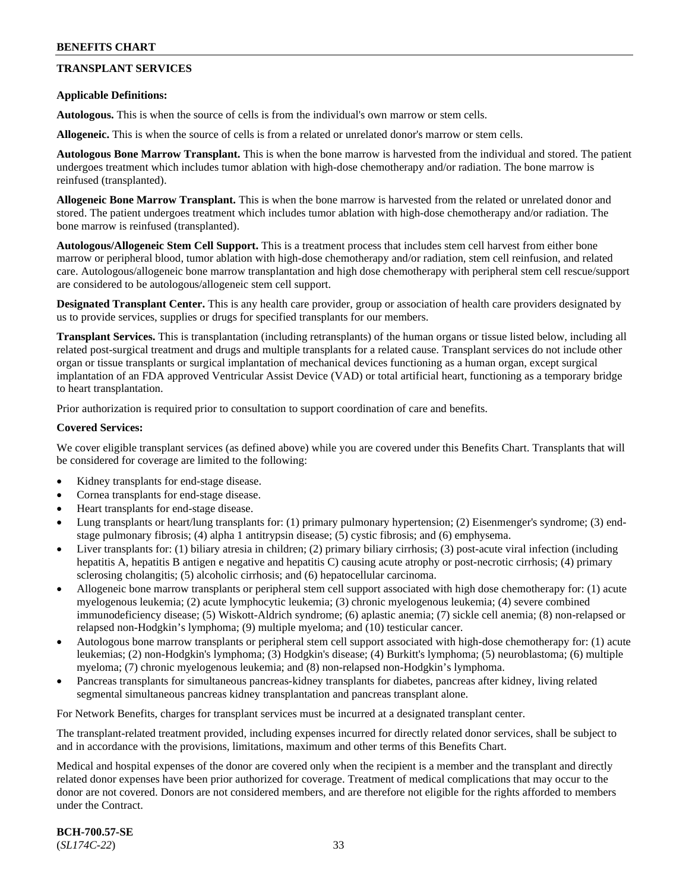## TRANSPLANT SERVICES

**Applicable Definitions:**

**Autologous.** This is when the source of cells is from the individual's own marrow or stem cells.

**Allogeneic.** This is when the source of cells is from a related or unrelated donor's marrow or stem cells.

**Autologous Bone Marrow Transplant.** This is when the bone marrow is harvested from the individual and stored. The patient undergoes treatment which includes tumor ablation with high-dose chemotherapy and/or radiation. The bone marrow is reinfused (transplanted).

**Allogeneic Bone Marrow Transplant.** This is when the bone marrow is harvested from the related or unrelated donor and stored. The patient undergoes treatment which includes tumor ablation with high-dose chemotherapy and/or radiation. The bone marrow is reinfused (transplanted).

**Autologous/Allogeneic Stem Cell Support.** This is a treatment process that includes stem cell harvest from either bone marrow or peripheral blood, tumor ablation with high-dose chemotherapy and/or radiation, stem cell reinfusion, and related care. Autologous/allogeneic bone marrow transplantation and high dose chemotherapy with peripheral stem cell rescue/support are considered to be autologous/allogeneic stem cell support.

**Designated Transplant Center.** This is any health care provider, group or association of health care providers designated by us to provide services, supplies or drugs for specified transplants for our members.

**Transplant Services.** This is transplantation (including retransplants) of the human organs or tissue listed below, including all related post-surgical treatment and drugs and multiple transplants for a related cause. Transplant services do not include other organ or tissue transplants or surgical implantation of mechanical devices functioning as a human organ, except surgical implantation of an FDA approved Ventricular Assist Device (VAD) or total artificial heart, functioning as a temporary bridge to heart transplantation.

Prior authorization is required prior to consultation to support coordination of care and benefits.

**Covered Services:**

We cover eligible transplant services (as defined above) while you are covered under this Benefits Chart. Transplants that will be considered for coverage are limited to the following:

- Kidney transplants for end-stage disease.
- Cornea transplants for end-stage disease.
- Heart transplants for end-stage disease.
- Lung transplants or heart/lung transplants for: (1) primary pulmonary hypertension; (2) Eisenmenger's syndrome; (3) end-stage pulmonary fibrosis; (4) alpha 1 antitrypsin disease; (5) cystic fibrosis; and (6) emphysema.
- Liver transplants for: (1) biliary atresia in children; (2) primary biliary cirrhosis; (3) post-acute viral infection (including hepatitis A, hepatitis B antigen e negative and hepatitis C) causing acute atrophy or post-necrotic cirrhosis; (4) primary sclerosing cholangitis; (5) alcoholic cirrhosis; and (6) hepatocellular carcinoma.
- Allogeneic bone marrow transplants or peripheral stem cell support associated with high dose chemotherapy for: (1) acute myelogenous leukemia; (2) acute lymphocytic leukemia; (3) chronic myelogenous leukemia; (4) severe combined immunodeficiency disease; (5) Wiskott-Aldrich syndrome; (6) aplastic anemia; (7) sickle cell anemia; (8) non-relapsed or relapsed non-Hodgkin's lymphoma; (9) multiple myeloma; and (10) testicular cancer.
- Autologous bone marrow transplants or peripheral stem cell support associated with high-dose chemotherapy for: (1) acute leukemias; (2) non-Hodgkin's lymphoma; (3) Hodgkin's disease; (4) Burkitt's lymphoma; (5) neuroblastoma; (6) multiple myeloma; (7) chronic myelogenous leukemia; and (8) non-relapsed non-Hodgkin's lymphoma.
- Pancreas transplants for simultaneous pancreas-kidney transplants for diabetes, pancreas after kidney, living related segmental simultaneous pancreas kidney transplantation and pancreas transplant alone.

For Network Benefits, charges for transplant services must be incurred at a designated transplant center.

The transplant-related treatment provided, including expenses incurred for directly related donor services, shall be subject to and in accordance with the provisions, limitations, maximum and other terms of this Benefits Chart.

Medical and hospital expenses of the donor are covered only when the recipient is a member and the transplant and directly related donor expenses have been prior authorized for coverage. Treatment of medical complications that may occur to the donor are not covered. Donors are not considered members, and are therefore not eligible for the rights afforded to members under the Contract.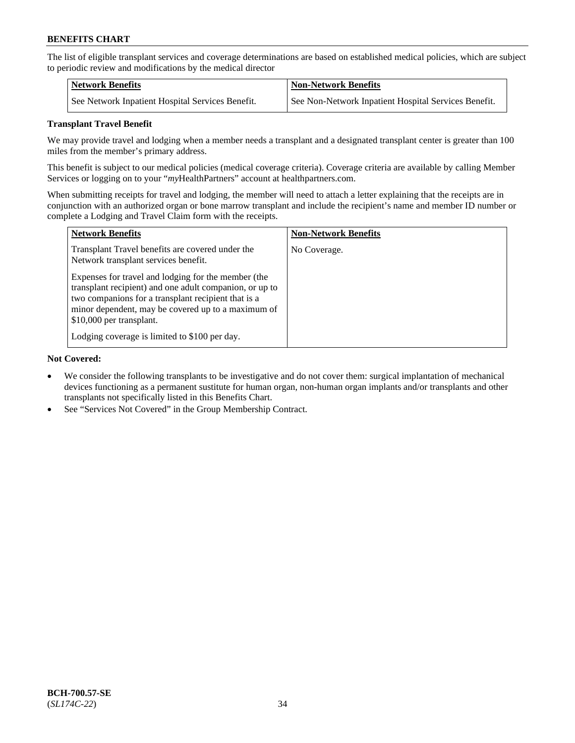The list of eligible transplant services and coverage determinations are based on established medical policies, which are subject to periodic review and modifications by the medical director

| Network Benefits | Non-Network Benefits |
| --- | --- |
| See Network Inpatient Hospital Services Benefit. | See Non-Network Inpatient Hospital Services Benefit. |

**Transplant Travel Benefit**

We may provide travel and lodging when a member needs a transplant and a designated transplant center is greater than 100 miles from the member's primary address.

This benefit is subject to our medical policies (medical coverage criteria). Coverage criteria are available by calling Member Services or logging on to your "*my*HealthPartners" account at healthpartners.com.

When submitting receipts for travel and lodging, the member will need to attach a letter explaining that the receipts are in conjunction with an authorized organ or bone marrow transplant and include the recipient's name and member ID number or complete a Lodging and Travel Claim form with the receipts.

| Network Benefits | Non-Network Benefits |
| --- | --- |
| Transplant Travel benefits are covered under the Network transplant services benefit.<br><br>Expenses for travel and lodging for the member (the transplant recipient) and one adult companion, or up to two companions for a transplant recipient that is a minor dependent, may be covered up to a maximum of $10,000 per transplant.<br><br>Lodging coverage is limited to $100 per day. | No Coverage. |

**Not Covered:**

- We consider the following transplants to be investigative and do not cover them: surgical implantation of mechanical devices functioning as a permanent sustitute for human organ, non-human organ implants and/or transplants and other transplants not specifically listed in this Benefits Chart.
- See "Services Not Covered" in the Group Membership Contract.

**BCH-700.57-SE**
(*SL174C-22*)